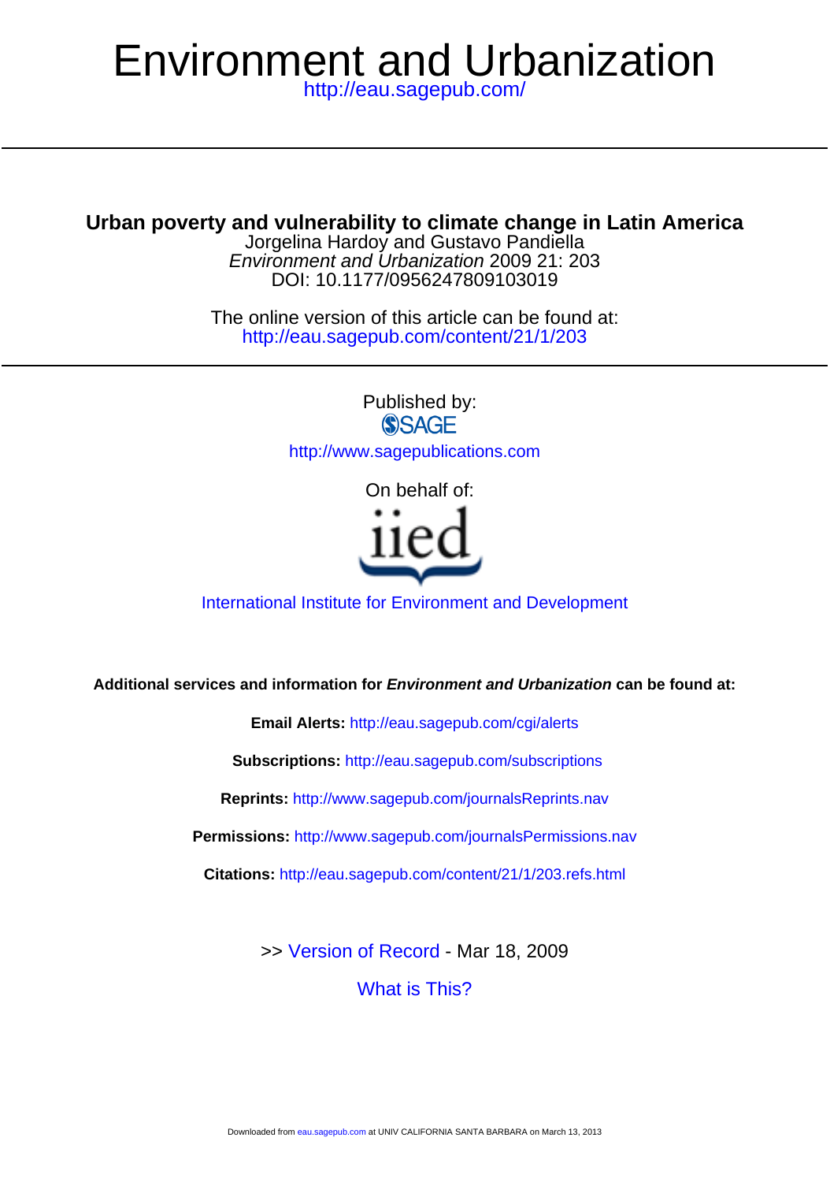# Environment and Urbanization

http://eau.sagepub.com/

## Urban poverty and vulnerability to climate change in Latin America

Jorgelina Hardoy and Gustavo Pandiella

*Environment and Urbanization* 2009 21: 203

DOI: 10.1177/0956247809103019

The online version of this article can be found at:
http://eau.sagepub.com/content/21/1/203

Published by:

SAGE

http://www.sagepublications.com

On behalf of:

iied

International Institute for Environment and Development

**Additional services and information for *Environment and Urbanization* can be found at:**

**Email Alerts:** http://eau.sagepub.com/cgi/alerts

**Subscriptions:** http://eau.sagepub.com/subscriptions

**Reprints:** http://www.sagepub.com/journalsReprints.nav

**Permissions:** http://www.sagepub.com/journalsPermissions.nav

**Citations:** http://eau.sagepub.com/content/21/1/203.refs.html

>> Version of Record - Mar 18, 2009

What is This?

Downloaded from eau.sagepub.com at UNIV CALIFORNIA SANTA BARBARA on March 13, 2013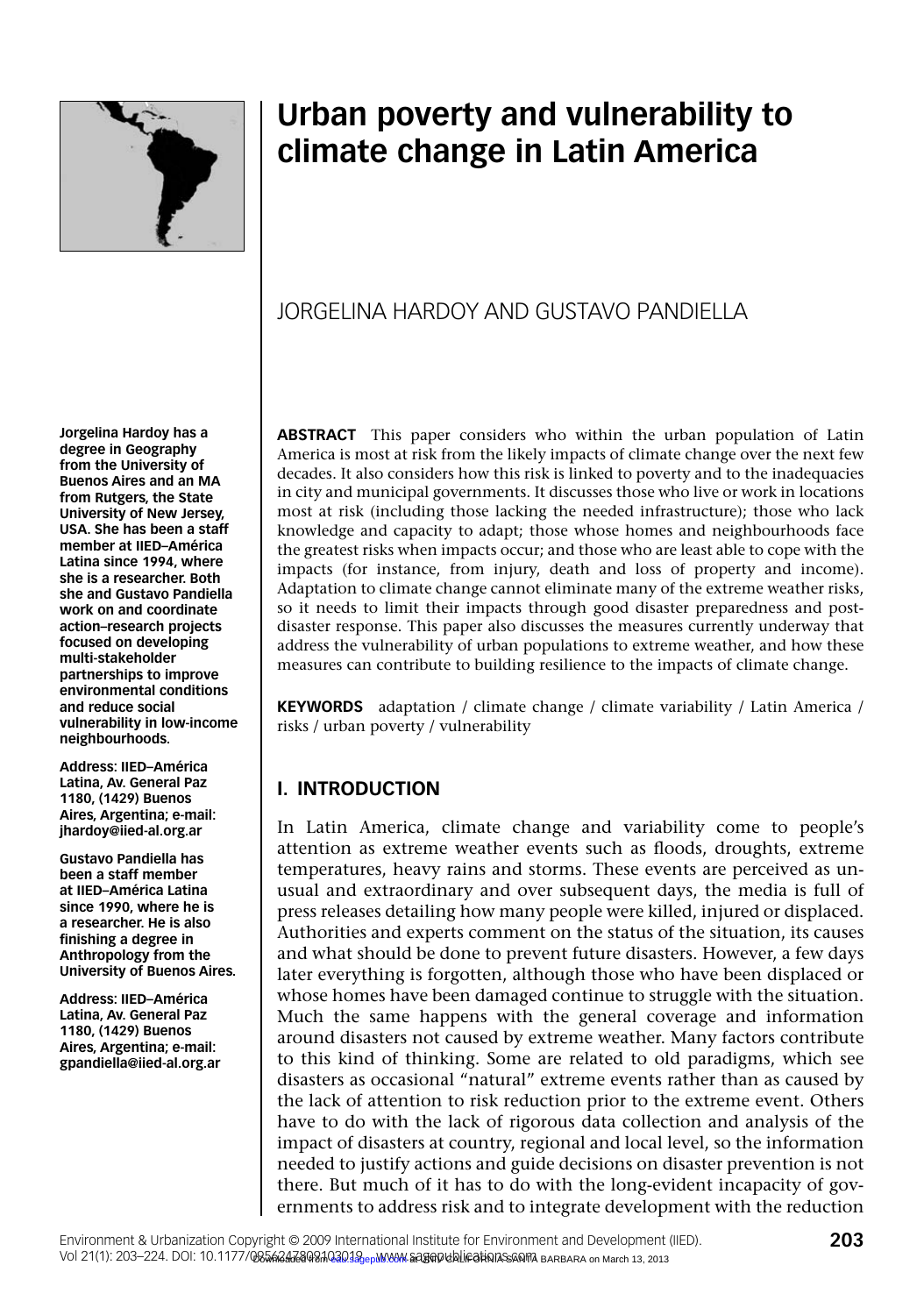# Urban poverty and vulnerability to climate change in Latin America

JORGELINA HARDOY AND GUSTAVO PANDIELLA

**Jorgelina Hardoy has a degree in Geography from the University of Buenos Aires and an MA from Rutgers, the State University of New Jersey, USA. She has been a staff member at IIED–América Latina since 1994, where she is a researcher. Both she and Gustavo Pandiella work on and coordinate action–research projects focused on developing multi-stakeholder partnerships to improve environmental conditions and reduce social vulnerability in low-income neighbourhoods.**

**Address: IIED–América Latina, Av. General Paz 1180, (1429) Buenos Aires, Argentina; e-mail: jhardoy@iied-al.org.ar**

**Gustavo Pandiella has been a staff member at IIED–América Latina since 1990, where he is a researcher. He is also finishing a degree in Anthropology from the University of Buenos Aires.**

**Address: IIED–América Latina, Av. General Paz 1180, (1429) Buenos Aires, Argentina; e-mail: gpandiella@iied-al.org.ar**

**ABSTRACT** This paper considers who within the urban population of Latin America is most at risk from the likely impacts of climate change over the next few decades. It also considers how this risk is linked to poverty and to the inadequacies in city and municipal governments. It discusses those who live or work in locations most at risk (including those lacking the needed infrastructure); those who lack knowledge and capacity to adapt; those whose homes and neighbourhoods face the greatest risks when impacts occur; and those who are least able to cope with the impacts (for instance, from injury, death and loss of property and income). Adaptation to climate change cannot eliminate many of the extreme weather risks, so it needs to limit their impacts through good disaster preparedness and post-disaster response. This paper also discusses the measures currently underway that address the vulnerability of urban populations to extreme weather, and how these measures can contribute to building resilience to the impacts of climate change.

**KEYWORDS** adaptation / climate change / climate variability / Latin America / risks / urban poverty / vulnerability

## I. INTRODUCTION

In Latin America, climate change and variability come to people's attention as extreme weather events such as floods, droughts, extreme temperatures, heavy rains and storms. These events are perceived as unusual and extraordinary and over subsequent days, the media is full of press releases detailing how many people were killed, injured or displaced. Authorities and experts comment on the status of the situation, its causes and what should be done to prevent future disasters. However, a few days later everything is forgotten, although those who have been displaced or whose homes have been damaged continue to struggle with the situation. Much the same happens with the general coverage and information around disasters not caused by extreme weather. Many factors contribute to this kind of thinking. Some are related to old paradigms, which see disasters as occasional "natural" extreme events rather than as caused by the lack of attention to risk reduction prior to the extreme event. Others have to do with the lack of rigorous data collection and analysis of the impact of disasters at country, regional and local level, so the information needed to justify actions and guide decisions on disaster prevention is not there. But much of it has to do with the long-evident incapacity of governments to address risk and to integrate development with the reduction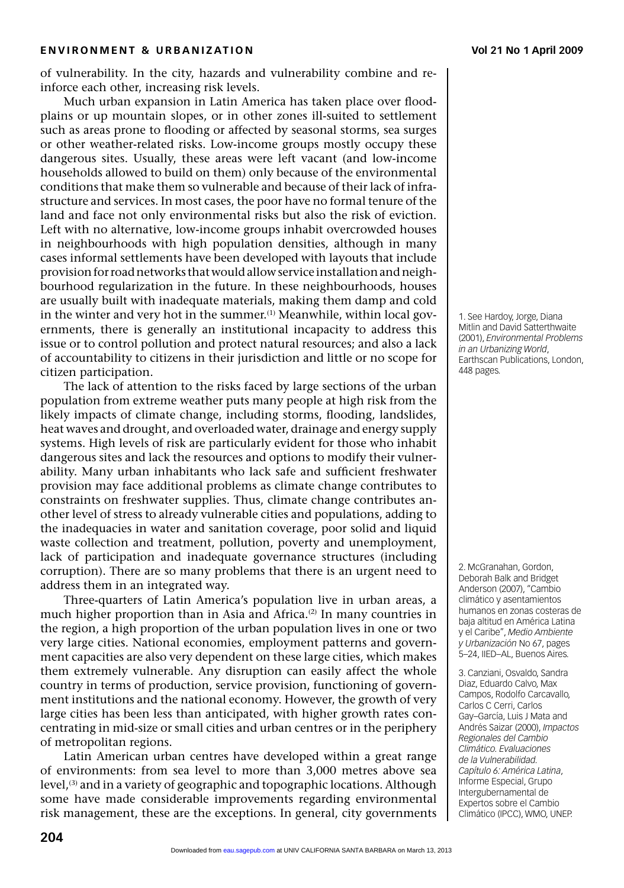of vulnerability. In the city, hazards and vulnerability combine and reinforce each other, increasing risk levels.

Much urban expansion in Latin America has taken place over floodplains or up mountain slopes, or in other zones ill-suited to settlement such as areas prone to flooding or affected by seasonal storms, sea surges or other weather-related risks. Low-income groups mostly occupy these dangerous sites. Usually, these areas were left vacant (and low-income households allowed to build on them) only because of the environmental conditions that make them so vulnerable and because of their lack of infrastructure and services. In most cases, the poor have no formal tenure of the land and face not only environmental risks but also the risk of eviction. Left with no alternative, low-income groups inhabit overcrowded houses in neighbourhoods with high population densities, although in many cases informal settlements have been developed with layouts that include provision for road networks that would allow service installation and neighbourhood regularization in the future. In these neighbourhoods, houses are usually built with inadequate materials, making them damp and cold in the winter and very hot in the summer.[1] Meanwhile, within local governments, there is generally an institutional incapacity to address this issue or to control pollution and protect natural resources; and also a lack of accountability to citizens in their jurisdiction and little or no scope for citizen participation.

The lack of attention to the risks faced by large sections of the urban population from extreme weather puts many people at high risk from the likely impacts of climate change, including storms, flooding, landslides, heat waves and drought, and overloaded water, drainage and energy supply systems. High levels of risk are particularly evident for those who inhabit dangerous sites and lack the resources and options to modify their vulnerability. Many urban inhabitants who lack safe and sufficient freshwater provision may face additional problems as climate change contributes to constraints on freshwater supplies. Thus, climate change contributes another level of stress to already vulnerable cities and populations, adding to the inadequacies in water and sanitation coverage, poor solid and liquid waste collection and treatment, pollution, poverty and unemployment, lack of participation and inadequate governance structures (including corruption). There are so many problems that there is an urgent need to address them in an integrated way.

Three-quarters of Latin America's population live in urban areas, a much higher proportion than in Asia and Africa.[2] In many countries in the region, a high proportion of the urban population lives in one or two very large cities. National economies, employment patterns and government capacities are also very dependent on these large cities, which makes them extremely vulnerable. Any disruption can easily affect the whole country in terms of production, service provision, functioning of government institutions and the national economy. However, the growth of very large cities has been less than anticipated, with higher growth rates concentrating in mid-size or small cities and urban centres or in the periphery of metropolitan regions.

Latin American urban centres have developed within a great range of environments: from sea level to more than 3,000 metres above sea level,[3] and in a variety of geographic and topographic locations. Although some have made considerable improvements regarding environmental risk management, these are the exceptions. In general, city governments

1. See Hardoy, Jorge, Diana Mitlin and David Satterthwaite (2001), *Environmental Problems in an Urbanizing World*, Earthscan Publications, London, 448 pages.

2. McGranahan, Gordon, Deborah Balk and Bridget Anderson (2007), "Cambio climático y asentamientos humanos en zonas costeras de baja altitud en América Latina y el Caribe", *Medio Ambiente y Urbanización* No 67, pages 5–24, IIED–AL, Buenos Aires.

3. Canziani, Osvaldo, Sandra Diaz, Eduardo Calvo, Max Campos, Rodolfo Carcavallo, Carlos C Cerri, Carlos Gay–García, Luis J Mata and Andrés Saizar (2000), *Impactos Regionales del Cambio Climático. Evaluaciones de la Vulnerabilidad. Capítulo 6: América Latina*, Informe Especial, Grupo Intergubernamental de Expertos sobre el Cambio Climático (IPCC), WMO, UNEP.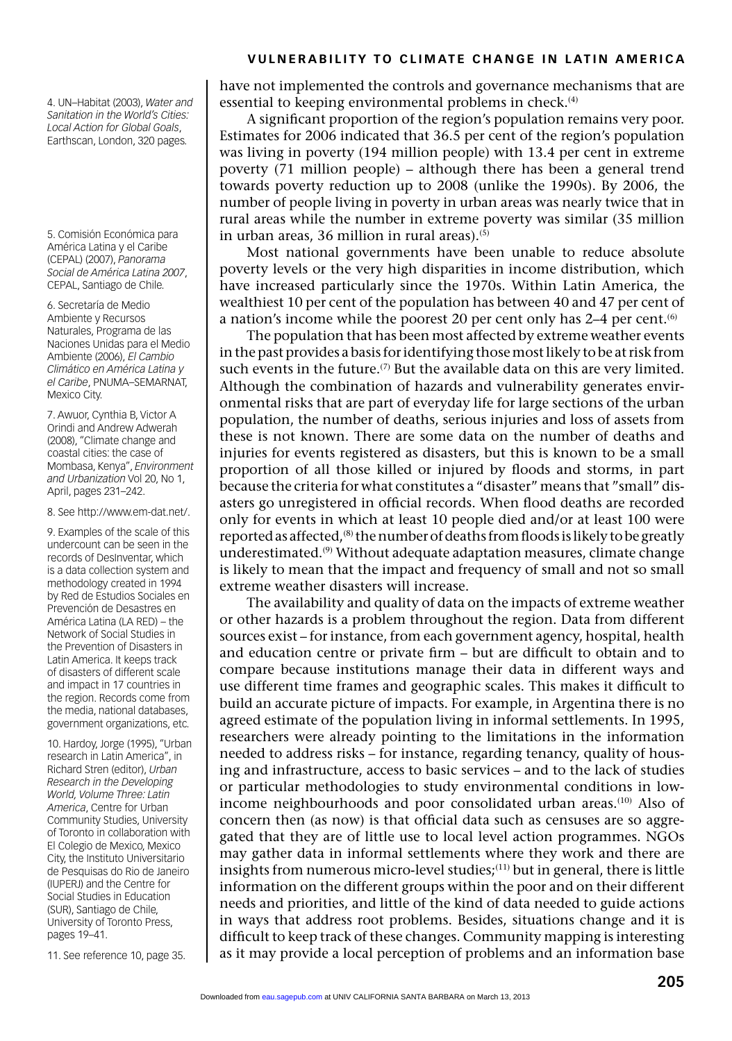have not implemented the controls and governance mechanisms that are essential to keeping environmental problems in check.[4]

A significant proportion of the region's population remains very poor. Estimates for 2006 indicated that 36.5 per cent of the region's population was living in poverty (194 million people) with 13.4 per cent in extreme poverty (71 million people) – although there has been a general trend towards poverty reduction up to 2008 (unlike the 1990s). By 2006, the number of people living in poverty in urban areas was nearly twice that in rural areas while the number in extreme poverty was similar (35 million in urban areas, 36 million in rural areas).[5]

Most national governments have been unable to reduce absolute poverty levels or the very high disparities in income distribution, which have increased particularly since the 1970s. Within Latin America, the wealthiest 10 per cent of the population has between 40 and 47 per cent of a nation's income while the poorest 20 per cent only has 2–4 per cent.[6]

The population that has been most affected by extreme weather events in the past provides a basis for identifying those most likely to be at risk from such events in the future.[7] But the available data on this are very limited. Although the combination of hazards and vulnerability generates environmental risks that are part of everyday life for large sections of the urban population, the number of deaths, serious injuries and loss of assets from these is not known. There are some data on the number of deaths and injuries for events registered as disasters, but this is known to be a small proportion of all those killed or injured by floods and storms, in part because the criteria for what constitutes a "disaster" means that "small" disasters go unregistered in official records. When flood deaths are recorded only for events in which at least 10 people died and/or at least 100 were reported as affected,[8] the number of deaths from floods is likely to be greatly underestimated.[9] Without adequate adaptation measures, climate change is likely to mean that the impact and frequency of small and not so small extreme weather disasters will increase.

The availability and quality of data on the impacts of extreme weather or other hazards is a problem throughout the region. Data from different sources exist – for instance, from each government agency, hospital, health and education centre or private firm – but are difficult to obtain and to compare because institutions manage their data in different ways and use different time frames and geographic scales. This makes it difficult to build an accurate picture of impacts. For example, in Argentina there is no agreed estimate of the population living in informal settlements. In 1995, researchers were already pointing to the limitations in the information needed to address risks – for instance, regarding tenancy, quality of housing and infrastructure, access to basic services – and to the lack of studies or particular methodologies to study environmental conditions in low-income neighbourhoods and poor consolidated urban areas.[10] Also of concern then (as now) is that official data such as censuses are so aggregated that they are of little use to local level action programmes. NGOs may gather data in informal settlements where they work and there are insights from numerous micro-level studies;[11] but in general, there is little information on the different groups within the poor and on their different needs and priorities, and little of the kind of data needed to guide actions in ways that address root problems. Besides, situations change and it is difficult to keep track of these changes. Community mapping is interesting as it may provide a local perception of problems and an information base

4. UN–Habitat (2003), *Water and Sanitation in the World's Cities: Local Action for Global Goals*, Earthscan, London, 320 pages.

5. Comisión Económica para América Latina y el Caribe (CEPAL) (2007), *Panorama Social de América Latina 2007*, CEPAL, Santiago de Chile.

6. Secretaría de Medio Ambiente y Recursos Naturales, Programa de las Naciones Unidas para el Medio Ambiente (2006), *El Cambio Climático en América Latina y el Caribe*, PNUMA–SEMARNAT, Mexico City.

7. Awuor, Cynthia B, Victor A Orindi and Andrew Adwerah (2008), "Climate change and coastal cities: the case of Mombasa, Kenya", *Environment and Urbanization* Vol 20, No 1, April, pages 231–242.

8. See http://www.em-dat.net/.

9. Examples of the scale of this undercount can be seen in the records of DesInventar, which is a data collection system and methodology created in 1994 by Red de Estudios Sociales en Prevención de Desastres en América Latina (LA RED) – the Network of Social Studies in the Prevention of Disasters in Latin America. It keeps track of disasters of different scale and impact in 17 countries in the region. Records come from the media, national databases, government organizations, etc.

10. Hardoy, Jorge (1995), "Urban research in Latin America", in Richard Stren (editor), *Urban Research in the Developing World, Volume Three: Latin America*, Centre for Urban Community Studies, University of Toronto in collaboration with El Colegio de Mexico, Mexico City, the Instituto Universitario de Pesquisas do Rio de Janeiro (IUPERJ) and the Centre for Social Studies in Education (SUR), Santiago de Chile, University of Toronto Press, pages 19–41.

11. See reference 10, page 35.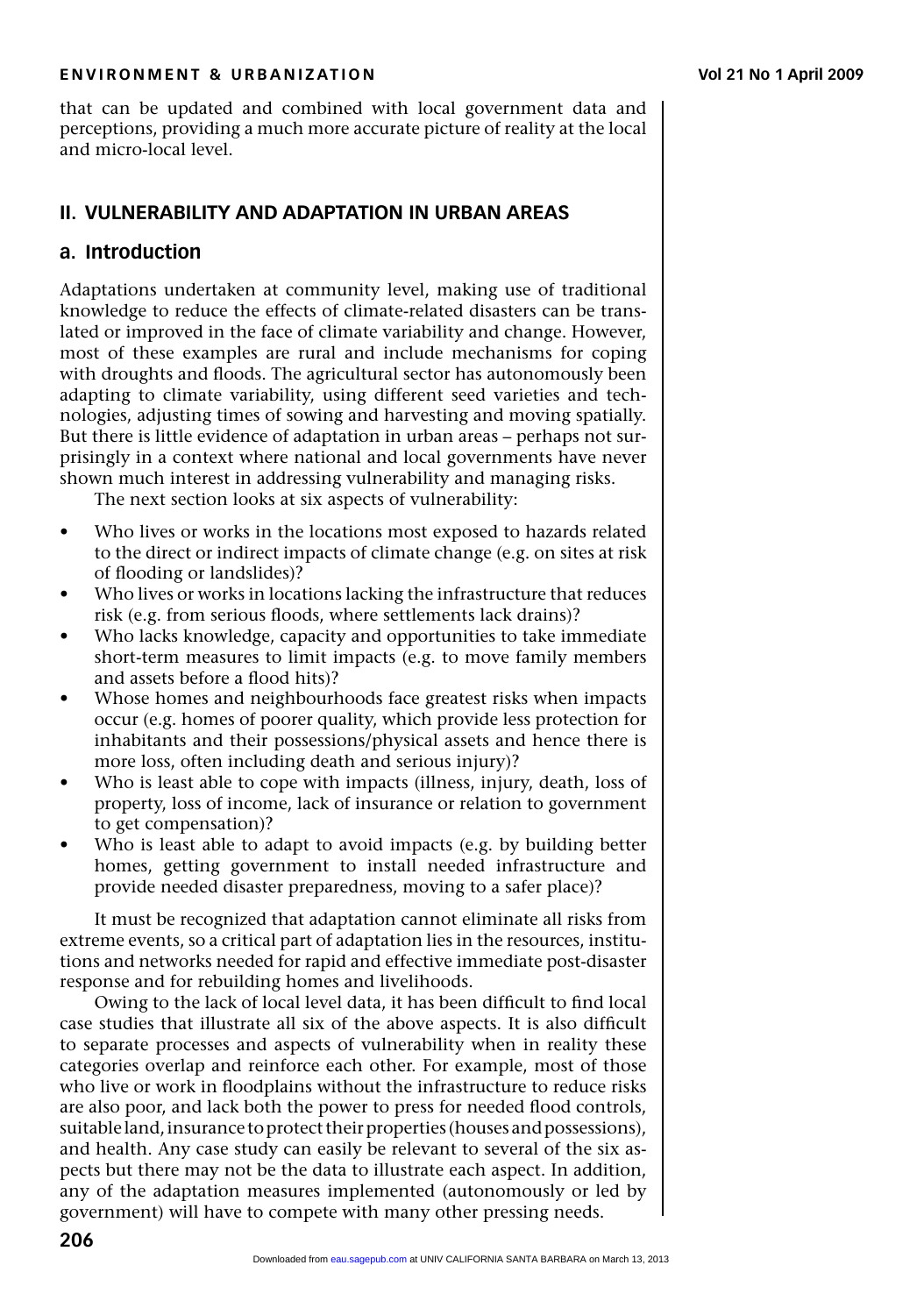that can be updated and combined with local government data and perceptions, providing a much more accurate picture of reality at the local and micro-local level.

## II. VULNERABILITY AND ADAPTATION IN URBAN AREAS

### a. Introduction

Adaptations undertaken at community level, making use of traditional knowledge to reduce the effects of climate-related disasters can be translated or improved in the face of climate variability and change. However, most of these examples are rural and include mechanisms for coping with droughts and floods. The agricultural sector has autonomously been adapting to climate variability, using different seed varieties and technologies, adjusting times of sowing and harvesting and moving spatially. But there is little evidence of adaptation in urban areas – perhaps not surprisingly in a context where national and local governments have never shown much interest in addressing vulnerability and managing risks.

The next section looks at six aspects of vulnerability:

- Who lives or works in the locations most exposed to hazards related to the direct or indirect impacts of climate change (e.g. on sites at risk of flooding or landslides)?
- Who lives or works in locations lacking the infrastructure that reduces risk (e.g. from serious floods, where settlements lack drains)?
- Who lacks knowledge, capacity and opportunities to take immediate short-term measures to limit impacts (e.g. to move family members and assets before a flood hits)?
- Whose homes and neighbourhoods face greatest risks when impacts occur (e.g. homes of poorer quality, which provide less protection for inhabitants and their possessions/physical assets and hence there is more loss, often including death and serious injury)?
- Who is least able to cope with impacts (illness, injury, death, loss of property, loss of income, lack of insurance or relation to government to get compensation)?
- Who is least able to adapt to avoid impacts (e.g. by building better homes, getting government to install needed infrastructure and provide needed disaster preparedness, moving to a safer place)?

It must be recognized that adaptation cannot eliminate all risks from extreme events, so a critical part of adaptation lies in the resources, institutions and networks needed for rapid and effective immediate post-disaster response and for rebuilding homes and livelihoods.

Owing to the lack of local level data, it has been difficult to find local case studies that illustrate all six of the above aspects. It is also difficult to separate processes and aspects of vulnerability when in reality these categories overlap and reinforce each other. For example, most of those who live or work in floodplains without the infrastructure to reduce risks are also poor, and lack both the power to press for needed flood controls, suitable land, insurance to protect their properties (houses and possessions), and health. Any case study can easily be relevant to several of the six aspects but there may not be the data to illustrate each aspect. In addition, any of the adaptation measures implemented (autonomously or led by government) will have to compete with many other pressing needs.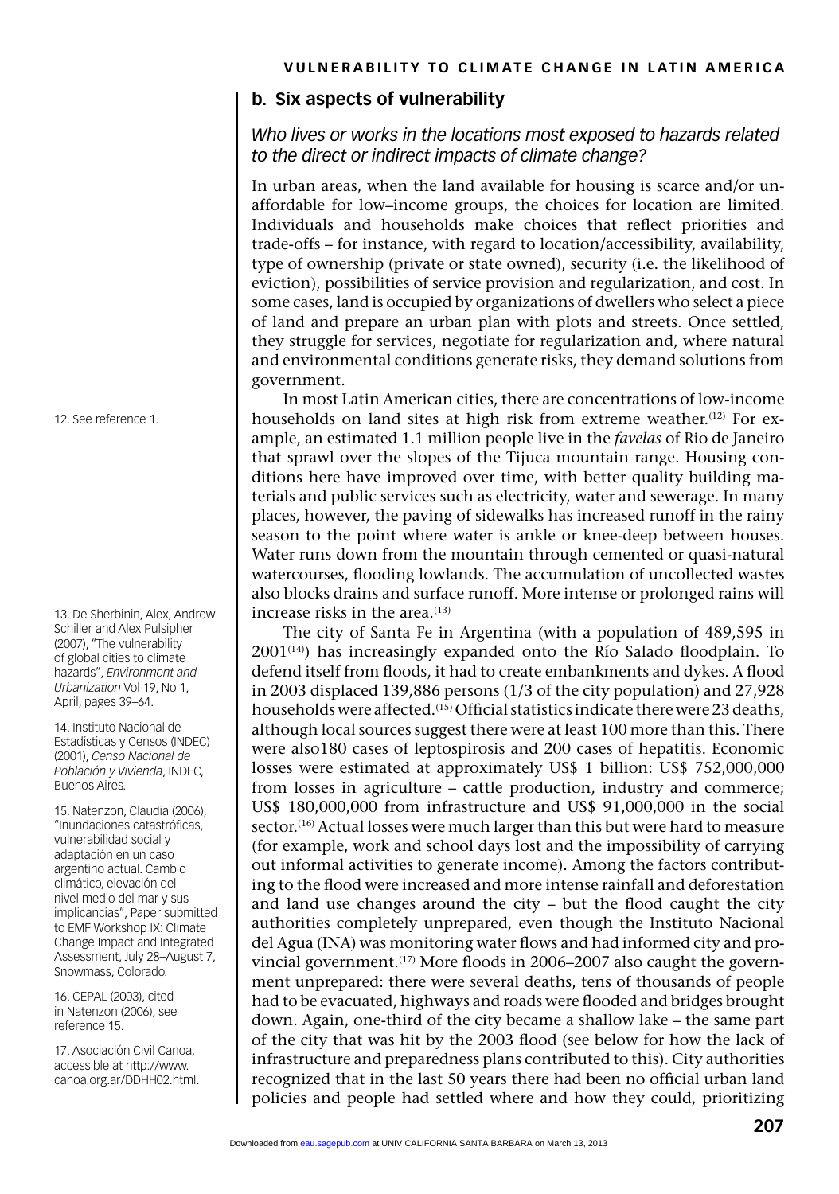## b. Six aspects of vulnerability

### *Who lives or works in the locations most exposed to hazards related to the direct or indirect impacts of climate change?*

In urban areas, when the land available for housing is scarce and/or unaffordable for low–income groups, the choices for location are limited. Individuals and households make choices that reflect priorities and trade-offs – for instance, with regard to location/accessibility, availability, type of ownership (private or state owned), security (i.e. the likelihood of eviction), possibilities of service provision and regularization, and cost. In some cases, land is occupied by organizations of dwellers who select a piece of land and prepare an urban plan with plots and streets. Once settled, they struggle for services, negotiate for regularization and, where natural and environmental conditions generate risks, they demand solutions from government.

In most Latin American cities, there are concentrations of low-income households on land sites at high risk from extreme weather.[12] For example, an estimated 1.1 million people live in the *favelas* of Rio de Janeiro that sprawl over the slopes of the Tijuca mountain range. Housing conditions here have improved over time, with better quality building materials and public services such as electricity, water and sewerage. In many places, however, the paving of sidewalks has increased runoff in the rainy season to the point where water is ankle or knee-deep between houses. Water runs down from the mountain through cemented or quasi-natural watercourses, flooding lowlands. The accumulation of uncollected wastes also blocks drains and surface runoff. More intense or prolonged rains will increase risks in the area.[13]

The city of Santa Fe in Argentina (with a population of 489,595 in 2001[14]) has increasingly expanded onto the Río Salado floodplain. To defend itself from floods, it had to create embankments and dykes. A flood in 2003 displaced 139,886 persons (1/3 of the city population) and 27,928 households were affected.[15] Official statistics indicate there were 23 deaths, although local sources suggest there were at least 100 more than this. There were also180 cases of leptospirosis and 200 cases of hepatitis. Economic losses were estimated at approximately US$ 1 billion: US$ 752,000,000 from losses in agriculture – cattle production, industry and commerce; US$ 180,000,000 from infrastructure and US$ 91,000,000 in the social sector.[16] Actual losses were much larger than this but were hard to measure (for example, work and school days lost and the impossibility of carrying out informal activities to generate income). Among the factors contributing to the flood were increased and more intense rainfall and deforestation and land use changes around the city – but the flood caught the city authorities completely unprepared, even though the Instituto Nacional del Agua (INA) was monitoring water flows and had informed city and provincial government.[17] More floods in 2006–2007 also caught the government unprepared: there were several deaths, tens of thousands of people had to be evacuated, highways and roads were flooded and bridges brought down. Again, one-third of the city became a shallow lake – the same part of the city that was hit by the 2003 flood (see below for how the lack of infrastructure and preparedness plans contributed to this). City authorities recognized that in the last 50 years there had been no official urban land policies and people had settled where and how they could, prioritizing

12. See reference 1.

13. De Sherbinin, Alex, Andrew Schiller and Alex Pulsipher (2007), "The vulnerability of global cities to climate hazards", *Environment and Urbanization* Vol 19, No 1, April, pages 39–64.

14. Instituto Nacional de Estadísticas y Censos (INDEC) (2001), *Censo Nacional de Población y Vivienda*, INDEC, Buenos Aires.

15. Natenzon, Claudia (2006), "Inundaciones catastróficas, vulnerabilidad social y adaptación en un caso argentino actual. Cambio climático, elevación del nivel medio del mar y sus implicancias", Paper submitted to EMF Workshop IX: Climate Change Impact and Integrated Assessment, July 28–August 7, Snowmass, Colorado.

16. CEPAL (2003), cited in Natenzon (2006), see reference 15.

17. Asociación Civil Canoa, accessible at http://www.canoa.org.ar/DDHH02.html.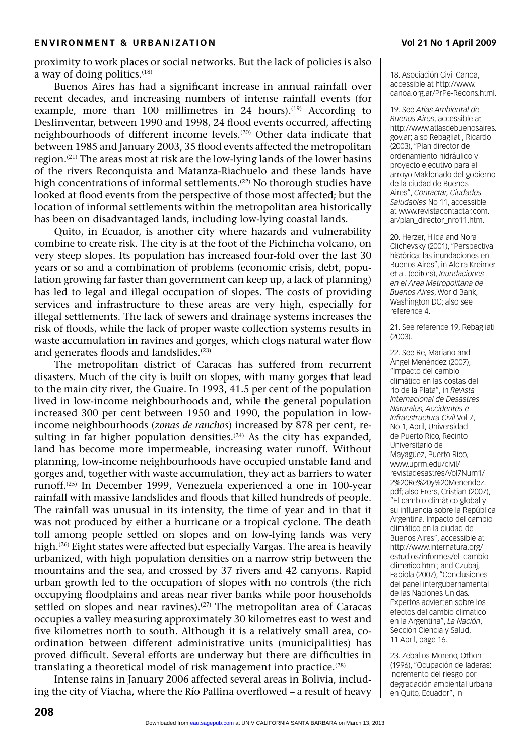proximity to work places or social networks. But the lack of policies is also a way of doing politics.[18]

Buenos Aires has had a significant increase in annual rainfall over recent decades, and increasing numbers of intense rainfall events (for example, more than 100 millimetres in 24 hours).[19] According to DesIinventar, between 1990 and 1998, 24 flood events occurred, affecting neighbourhoods of different income levels.[20] Other data indicate that between 1985 and January 2003, 35 flood events affected the metropolitan region.[21] The areas most at risk are the low-lying lands of the lower basins of the rivers Reconquista and Matanza-Riachuelo and these lands have high concentrations of informal settlements.[22] No thorough studies have looked at flood events from the perspective of those most affected; but the location of informal settlements within the metropolitan area historically has been on disadvantaged lands, including low-lying coastal lands.

Quito, in Ecuador, is another city where hazards and vulnerability combine to create risk. The city is at the foot of the Pichincha volcano, on very steep slopes. Its population has increased four-fold over the last 30 years or so and a combination of problems (economic crisis, debt, population growing far faster than government can keep up, a lack of planning) has led to legal and illegal occupation of slopes. The costs of providing services and infrastructure to these areas are very high, especially for illegal settlements. The lack of sewers and drainage systems increases the risk of floods, while the lack of proper waste collection systems results in waste accumulation in ravines and gorges, which clogs natural water flow and generates floods and landslides.[23]

The metropolitan district of Caracas has suffered from recurrent disasters. Much of the city is built on slopes, with many gorges that lead to the main city river, the Guaire. In 1993, 41.5 per cent of the population lived in low-income neighbourhoods and, while the general population increased 300 per cent between 1950 and 1990, the population in low-income neighbourhoods (*zonas de ranchos*) increased by 878 per cent, resulting in far higher population densities.[24] As the city has expanded, land has become more impermeable, increasing water runoff. Without planning, low-income neighbourhoods have occupied unstable land and gorges and, together with waste accumulation, they act as barriers to water runoff.[25] In December 1999, Venezuela experienced a one in 100-year rainfall with massive landslides and floods that killed hundreds of people. The rainfall was unusual in its intensity, the time of year and in that it was not produced by either a hurricane or a tropical cyclone. The death toll among people settled on slopes and on low-lying lands was very high.[26] Eight states were affected but especially Vargas. The area is heavily urbanized, with high population densities on a narrow strip between the mountains and the sea, and crossed by 37 rivers and 42 canyons. Rapid urban growth led to the occupation of slopes with no controls (the rich occupying floodplains and areas near river banks while poor households settled on slopes and near ravines).[27] The metropolitan area of Caracas occupies a valley measuring approximately 30 kilometres east to west and five kilometres north to south. Although it is a relatively small area, co-ordination between different administrative units (municipalities) has proved difficult. Several efforts are underway but there are difficulties in translating a theoretical model of risk management into practice.[28]

Intense rains in January 2006 affected several areas in Bolivia, including the city of Viacha, where the Río Pallina overflowed – a result of heavy

18. Asociación Civil Canoa, accessible at http://www.canoa.org.ar/PrPe-Recons.html.

19. See *Atlas Ambiental de Buenos Aires*, accessible at http://www.atlasdebuenosaires.gov.ar; also Rebagliati, Ricardo (2003), "Plan director de ordenamiento hidráulico y proyecto ejecutivo para el arroyo Maldonado del gobierno de la ciudad de Buenos Aires", *Contactar, Ciudades Saludables* No 11, accessible at www.revistacontactar.com.ar/plan_director_nro11.htm.

20. Herzer, Hilda and Nora Clichevsky (2001), "Perspectiva histórica: las inundaciones en Buenos Aires", in Alcira Kreimer et al. (editors), *Inundaciones en el Area Metropolitana de Buenos Aires*, World Bank, Washington DC; also see reference 4.

21. See reference 19, Rebagliati (2003).

22. See Re, Mariano and Ángel Menéndez (2007), "Impacto del cambio climático en las costas del río de la Plata", in *Revista Internacional de Desastres Naturales, Accidentes e Infraestructura Civil* Vol 7, No 1, April, Universidad de Puerto Rico, Recinto Universitario de Mayagüez, Puerto Rico, www.uprm.edu/civil/revistadesastres/Vol7Num1/2%20Re%20y%20Menendez.pdf; also Frers, Cristian (2007), "El cambio climático global y su influencia sobre la República Argentina. Impacto del cambio climático en la ciudad de Buenos Aires", accessible at http://www.internatura.org/estudios/informes/el_cambio_climatico.html; and Czubaj, Fabiola (2007), "Conclusiones del panel intergubernamental de las Naciones Unidas. Expertos advierten sobre los efectos del cambio climatico en la Argentina", *La Nación*, Sección Ciencia y Salud, 11 April, page 16.

23. Zeballos Moreno, Othon (1996), "Ocupación de laderas: incremento del riesgo por degradación ambiental urbana en Quito, Ecuador", in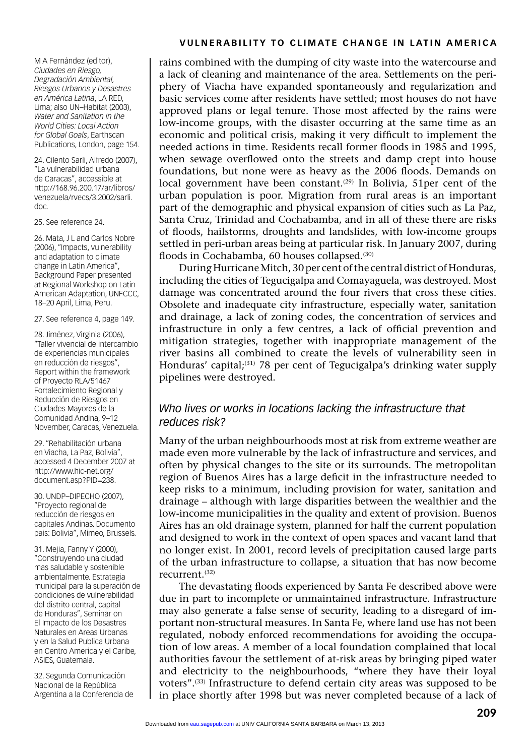rains combined with the dumping of city waste into the watercourse and a lack of cleaning and maintenance of the area. Settlements on the periphery of Viacha have expanded spontaneously and regularization and basic services come after residents have settled; most houses do not have approved plans or legal tenure. Those most affected by the rains were low-income groups, with the disaster occurring at the same time as an economic and political crisis, making it very difficult to implement the needed actions in time. Residents recall former floods in 1985 and 1995, when sewage overflowed onto the streets and damp crept into house foundations, but none were as heavy as the 2006 floods. Demands on local government have been constant.(29) In Bolivia, 51per cent of the urban population is poor. Migration from rural areas is an important part of the demographic and physical expansion of cities such as La Paz, Santa Cruz, Trinidad and Cochabamba, and in all of these there are risks of floods, hailstorms, droughts and landslides, with low-income groups settled in peri-urban areas being at particular risk. In January 2007, during floods in Cochabamba, 60 houses collapsed.(30)

During Hurricane Mitch, 30 per cent of the central district of Honduras, including the cities of Tegucigalpa and Comayaguela, was destroyed. Most damage was concentrated around the four rivers that cross these cities. Obsolete and inadequate city infrastructure, especially water, sanitation and drainage, a lack of zoning codes, the concentration of services and infrastructure in only a few centres, a lack of official prevention and mitigation strategies, together with inappropriate management of the river basins all combined to create the levels of vulnerability seen in Honduras' capital;(31) 78 per cent of Tegucigalpa's drinking water supply pipelines were destroyed.

### *Who lives or works in locations lacking the infrastructure that reduces risk?*

Many of the urban neighbourhoods most at risk from extreme weather are made even more vulnerable by the lack of infrastructure and services, and often by physical changes to the site or its surrounds. The metropolitan region of Buenos Aires has a large deficit in the infrastructure needed to keep risks to a minimum, including provision for water, sanitation and drainage – although with large disparities between the wealthier and the low-income municipalities in the quality and extent of provision. Buenos Aires has an old drainage system, planned for half the current population and designed to work in the context of open spaces and vacant land that no longer exist. In 2001, record levels of precipitation caused large parts of the urban infrastructure to collapse, a situation that has now become recurrent.(32)

The devastating floods experienced by Santa Fe described above were due in part to incomplete or unmaintained infrastructure. Infrastructure may also generate a false sense of security, leading to a disregard of important non-structural measures. In Santa Fe, where land use has not been regulated, nobody enforced recommendations for avoiding the occupation of low areas. A member of a local foundation complained that local authorities favour the settlement of at-risk areas by bringing piped water and electricity to the neighbourhoods, "where they have their loyal voters".(33) Infrastructure to defend certain city areas was supposed to be in place shortly after 1998 but was never completed because of a lack of

---

M A Fernández (editor), *Ciudades en Riesgo, Degradación Ambiental, Riesgos Urbanos y Desastres en América Latina*, LA RED, Lima; also UN–Habitat (2003), *Water and Sanitation in the World Cities: Local Action for Global Goals*, Earthscan Publications, London, page 154.

24. Cilento Sarli, Alfredo (2007), "La vulnerabilidad urbana de Caracas", accessible at http://168.96.200.17/ar/libros/venezuela/rvecs/3.2002/sarli.doc.

25. See reference 24.

26. Mata, J L and Carlos Nobre (2006), "Impacts, vulnerability and adaptation to climate change in Latin America", Background Paper presented at Regional Workshop on Latin American Adaptation, UNFCCC, 18–20 April, Lima, Peru.

27. See reference 4, page 149.

28. Jiménez, Virginia (2006), "Taller vivencial de intercambio de experiencias municipales en reducción de riesgos", Report within the framework of Proyecto RLA/51467 Fortalecimiento Regional y Reducción de Riesgos en Ciudades Mayores de la Comunidad Andina, 9–12 November, Caracas, Venezuela.

29. "Rehabilitación urbana en Viacha, La Paz, Bolivia", accessed 4 December 2007 at http://www.hic-net.org/document.asp?PID=238.

30. UNDP–DIPECHO (2007), "Proyecto regional de reducción de riesgos en capitales Andinas. Documento pais: Bolivia", Mimeo, Brussels.

31. Mejia, Fanny Y (2000), "Construyendo una ciudad mas saludable y sostenible ambientalmente. Estrategia municipal para la superación de condiciones de vulnerabilidad del distrito central, capital de Honduras", Seminar on El Impacto de los Desastres Naturales en Areas Urbanas y en la Salud Publica Urbana en Centro America y el Caribe, ASIES, Guatemala.

32. Segunda Comunicación Nacional de la República Argentina a la Conferencia de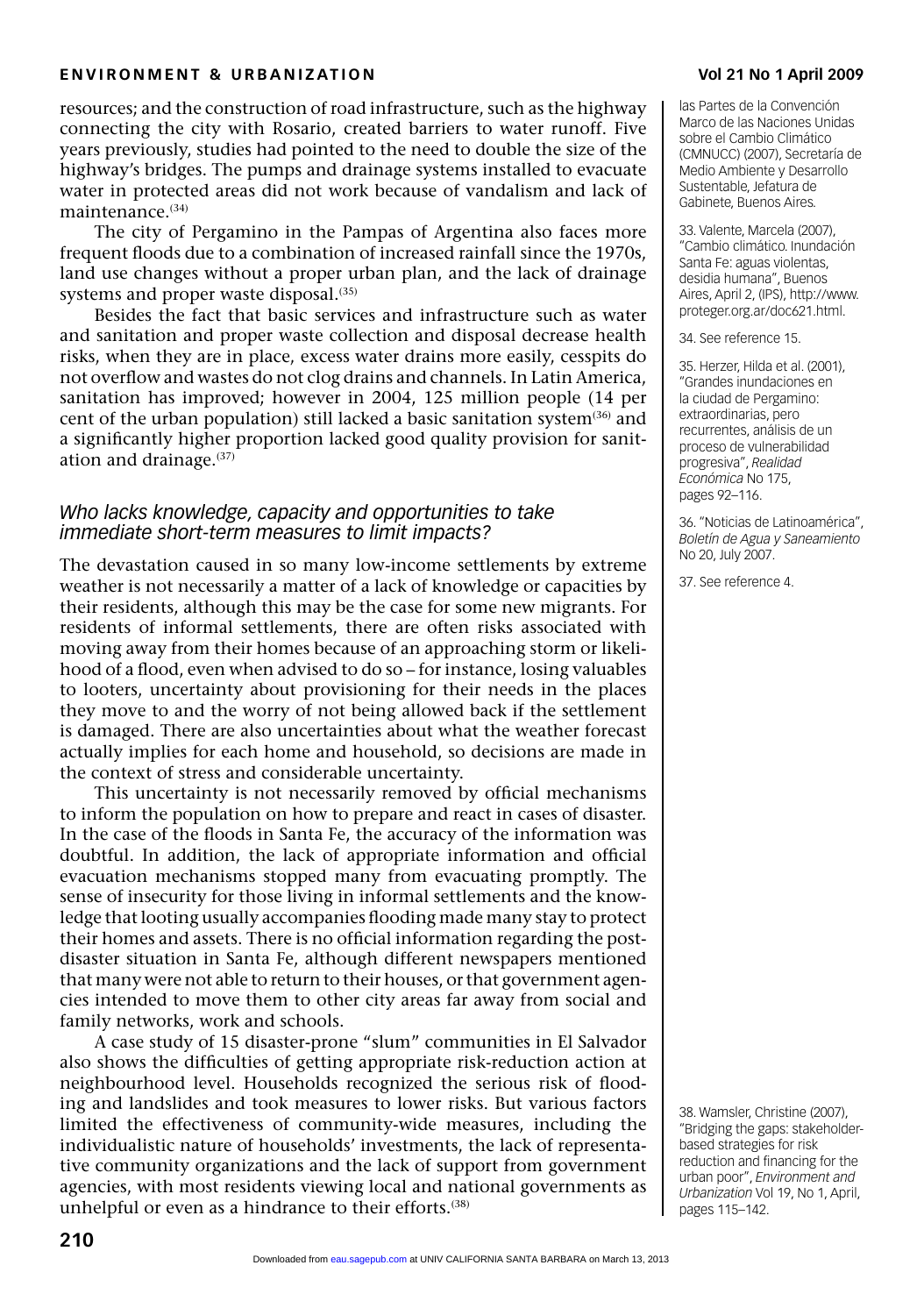resources; and the construction of road infrastructure, such as the highway connecting the city with Rosario, created barriers to water runoff. Five years previously, studies had pointed to the need to double the size of the highway's bridges. The pumps and drainage systems installed to evacuate water in protected areas did not work because of vandalism and lack of maintenance.[34]

The city of Pergamino in the Pampas of Argentina also faces more frequent floods due to a combination of increased rainfall since the 1970s, land use changes without a proper urban plan, and the lack of drainage systems and proper waste disposal.[35]

Besides the fact that basic services and infrastructure such as water and sanitation and proper waste collection and disposal decrease health risks, when they are in place, excess water drains more easily, cesspits do not overflow and wastes do not clog drains and channels. In Latin America, sanitation has improved; however in 2004, 125 million people (14 per cent of the urban population) still lacked a basic sanitation system[36] and a significantly higher proportion lacked good quality provision for sanitation and drainage.[37]

### *Who lacks knowledge, capacity and opportunities to take immediate short-term measures to limit impacts?*

The devastation caused in so many low-income settlements by extreme weather is not necessarily a matter of a lack of knowledge or capacities by their residents, although this may be the case for some new migrants. For residents of informal settlements, there are often risks associated with moving away from their homes because of an approaching storm or likelihood of a flood, even when advised to do so – for instance, losing valuables to looters, uncertainty about provisioning for their needs in the places they move to and the worry of not being allowed back if the settlement is damaged. There are also uncertainties about what the weather forecast actually implies for each home and household, so decisions are made in the context of stress and considerable uncertainty.

This uncertainty is not necessarily removed by official mechanisms to inform the population on how to prepare and react in cases of disaster. In the case of the floods in Santa Fe, the accuracy of the information was doubtful. In addition, the lack of appropriate information and official evacuation mechanisms stopped many from evacuating promptly. The sense of insecurity for those living in informal settlements and the knowledge that looting usually accompanies flooding made many stay to protect their homes and assets. There is no official information regarding the post-disaster situation in Santa Fe, although different newspapers mentioned that many were not able to return to their houses, or that government agencies intended to move them to other city areas far away from social and family networks, work and schools.

A case study of 15 disaster-prone "slum" communities in El Salvador also shows the difficulties of getting appropriate risk-reduction action at neighbourhood level. Households recognized the serious risk of flooding and landslides and took measures to lower risks. But various factors limited the effectiveness of community-wide measures, including the individualistic nature of households' investments, the lack of representative community organizations and the lack of support from government agencies, with most residents viewing local and national governments as unhelpful or even as a hindrance to their efforts.[38]

---

las Partes de la Convención Marco de las Naciones Unidas sobre el Cambio Climático (CMNUCC) (2007), Secretaría de Medio Ambiente y Desarrollo Sustentable, Jefatura de Gabinete, Buenos Aires.

33. Valente, Marcela (2007), "Cambio climático. Inundación Santa Fe: aguas violentas, desidia humana", Buenos Aires, April 2, (IPS), http://www.proteger.org.ar/doc621.html.

34. See reference 15.

35. Herzer, Hilda et al. (2001), "Grandes inundaciones en la ciudad de Pergamino: extraordinarias, pero recurrentes, análisis de un proceso de vulnerabilidad progresiva", *Realidad Económica* No 175, pages 92–116.

36. "Noticias de Latinoamérica", *Boletín de Agua y Saneamiento* No 20, July 2007.

37. See reference 4.

38. Wamsler, Christine (2007), "Bridging the gaps: stakeholder-based strategies for risk reduction and financing for the urban poor", *Environment and Urbanization* Vol 19, No 1, April, pages 115–142.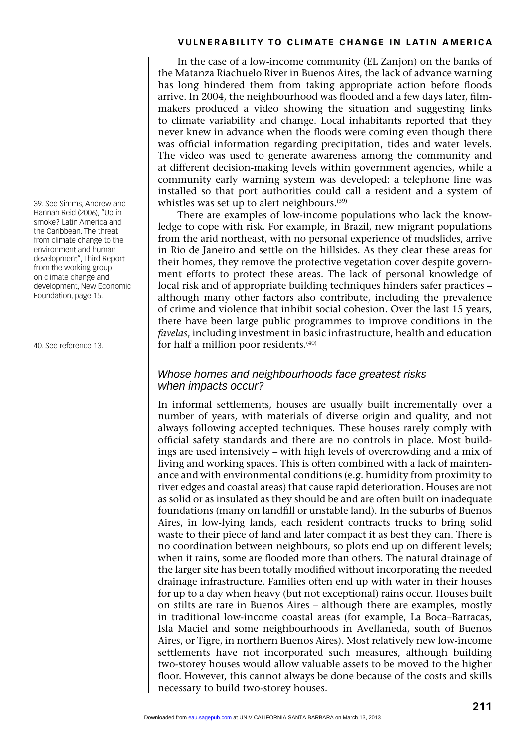In the case of a low-income community (EL Zanjon) on the banks of the Matanza Riachuelo River in Buenos Aires, the lack of advance warning has long hindered them from taking appropriate action before floods arrive. In 2004, the neighbourhood was flooded and a few days later, film-makers produced a video showing the situation and suggesting links to climate variability and change. Local inhabitants reported that they never knew in advance when the floods were coming even though there was official information regarding precipitation, tides and water levels. The video was used to generate awareness among the community and at different decision-making levels within government agencies, while a community early warning system was developed: a telephone line was installed so that port authorities could call a resident and a system of whistles was set up to alert neighbours.[39]

There are examples of low-income populations who lack the knowledge to cope with risk. For example, in Brazil, new migrant populations from the arid northeast, with no personal experience of mudslides, arrive in Rio de Janeiro and settle on the hillsides. As they clear these areas for their homes, they remove the protective vegetation cover despite government efforts to protect these areas. The lack of personal knowledge of local risk and of appropriate building techniques hinders safer practices – although many other factors also contribute, including the prevalence of crime and violence that inhibit social cohesion. Over the last 15 years, there have been large public programmes to improve conditions in the *favelas*, including investment in basic infrastructure, health and education for half a million poor residents.[40]

39. See Simms, Andrew and Hannah Reid (2006), "Up in smoke? Latin America and the Caribbean. The threat from climate change to the environment and human development", Third Report from the working group on climate change and development, New Economic Foundation, page 15.

40. See reference 13.

### *Whose homes and neighbourhoods face greatest risks when impacts occur?*

In informal settlements, houses are usually built incrementally over a number of years, with materials of diverse origin and quality, and not always following accepted techniques. These houses rarely comply with official safety standards and there are no controls in place. Most buildings are used intensively – with high levels of overcrowding and a mix of living and working spaces. This is often combined with a lack of maintenance and with environmental conditions (e.g. humidity from proximity to river edges and coastal areas) that cause rapid deterioration. Houses are not as solid or as insulated as they should be and are often built on inadequate foundations (many on landfill or unstable land). In the suburbs of Buenos Aires, in low-lying lands, each resident contracts trucks to bring solid waste to their piece of land and later compact it as best they can. There is no coordination between neighbours, so plots end up on different levels; when it rains, some are flooded more than others. The natural drainage of the larger site has been totally modified without incorporating the needed drainage infrastructure. Families often end up with water in their houses for up to a day when heavy (but not exceptional) rains occur. Houses built on stilts are rare in Buenos Aires – although there are examples, mostly in traditional low-income coastal areas (for example, La Boca–Barracas, Isla Maciel and some neighbourhoods in Avellaneda, south of Buenos Aires, or Tigre, in northern Buenos Aires). Most relatively new low-income settlements have not incorporated such measures, although building two-storey houses would allow valuable assets to be moved to the higher floor. However, this cannot always be done because of the costs and skills necessary to build two-storey houses.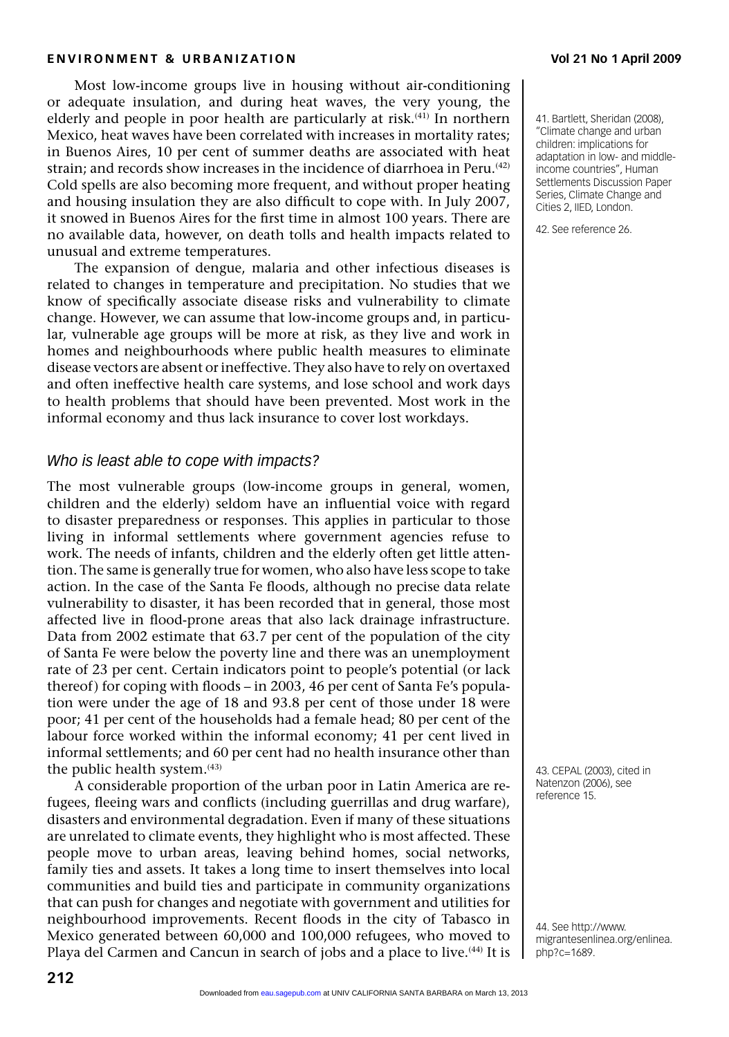Most low-income groups live in housing without air-conditioning or adequate insulation, and during heat waves, the very young, the elderly and people in poor health are particularly at risk.[41] In northern Mexico, heat waves have been correlated with increases in mortality rates; in Buenos Aires, 10 per cent of summer deaths are associated with heat strain; and records show increases in the incidence of diarrhoea in Peru.[42] Cold spells are also becoming more frequent, and without proper heating and housing insulation they are also difficult to cope with. In July 2007, it snowed in Buenos Aires for the first time in almost 100 years. There are no available data, however, on death tolls and health impacts related to unusual and extreme temperatures.

The expansion of dengue, malaria and other infectious diseases is related to changes in temperature and precipitation. No studies that we know of specifically associate disease risks and vulnerability to climate change. However, we can assume that low-income groups and, in particular, vulnerable age groups will be more at risk, as they live and work in homes and neighbourhoods where public health measures to eliminate disease vectors are absent or ineffective. They also have to rely on overtaxed and often ineffective health care systems, and lose school and work days to health problems that should have been prevented. Most work in the informal economy and thus lack insurance to cover lost workdays.

### *Who is least able to cope with impacts?*

The most vulnerable groups (low-income groups in general, women, children and the elderly) seldom have an influential voice with regard to disaster preparedness or responses. This applies in particular to those living in informal settlements where government agencies refuse to work. The needs of infants, children and the elderly often get little attention. The same is generally true for women, who also have less scope to take action. In the case of the Santa Fe floods, although no precise data relate vulnerability to disaster, it has been recorded that in general, those most affected live in flood-prone areas that also lack drainage infrastructure. Data from 2002 estimate that 63.7 per cent of the population of the city of Santa Fe were below the poverty line and there was an unemployment rate of 23 per cent. Certain indicators point to people's potential (or lack thereof) for coping with floods – in 2003, 46 per cent of Santa Fe's population were under the age of 18 and 93.8 per cent of those under 18 were poor; 41 per cent of the households had a female head; 80 per cent of the labour force worked within the informal economy; 41 per cent lived in informal settlements; and 60 per cent had no health insurance other than the public health system.[43]

A considerable proportion of the urban poor in Latin America are refugees, fleeing wars and conflicts (including guerrillas and drug warfare), disasters and environmental degradation. Even if many of these situations are unrelated to climate events, they highlight who is most affected. These people move to urban areas, leaving behind homes, social networks, family ties and assets. It takes a long time to insert themselves into local communities and build ties and participate in community organizations that can push for changes and negotiate with government and utilities for neighbourhood improvements. Recent floods in the city of Tabasco in Mexico generated between 60,000 and 100,000 refugees, who moved to Playa del Carmen and Cancun in search of jobs and a place to live.[44] It is

41. Bartlett, Sheridan (2008), "Climate change and urban children: implications for adaptation in low- and middle-income countries", Human Settlements Discussion Paper Series, Climate Change and Cities 2, IIED, London.

42. See reference 26.

43. CEPAL (2003), cited in Natenzon (2006), see reference 15.

44. See http://www.migrantesenlinea.org/enlinea.php?c=1689.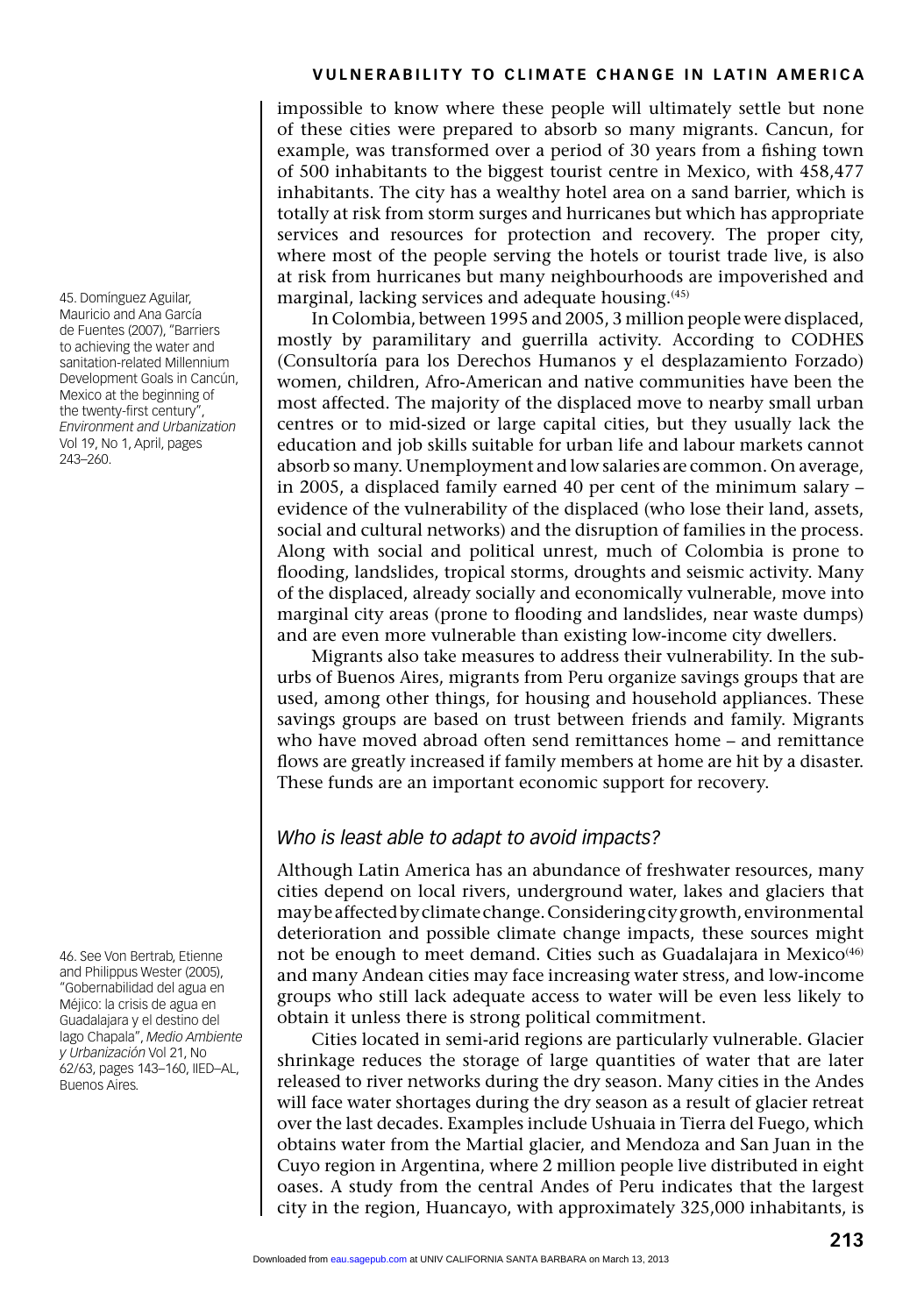impossible to know where these people will ultimately settle but none of these cities were prepared to absorb so many migrants. Cancun, for example, was transformed over a period of 30 years from a fishing town of 500 inhabitants to the biggest tourist centre in Mexico, with 458,477 inhabitants. The city has a wealthy hotel area on a sand barrier, which is totally at risk from storm surges and hurricanes but which has appropriate services and resources for protection and recovery. The proper city, where most of the people serving the hotels or tourist trade live, is also at risk from hurricanes but many neighbourhoods are impoverished and marginal, lacking services and adequate housing.[45]

In Colombia, between 1995 and 2005, 3 million people were displaced, mostly by paramilitary and guerrilla activity. According to CODHES (Consultoría para los Derechos Humanos y el desplazamiento Forzado) women, children, Afro-American and native communities have been the most affected. The majority of the displaced move to nearby small urban centres or to mid-sized or large capital cities, but they usually lack the education and job skills suitable for urban life and labour markets cannot absorb so many. Unemployment and low salaries are common. On average, in 2005, a displaced family earned 40 per cent of the minimum salary – evidence of the vulnerability of the displaced (who lose their land, assets, social and cultural networks) and the disruption of families in the process. Along with social and political unrest, much of Colombia is prone to flooding, landslides, tropical storms, droughts and seismic activity. Many of the displaced, already socially and economically vulnerable, move into marginal city areas (prone to flooding and landslides, near waste dumps) and are even more vulnerable than existing low-income city dwellers.

Migrants also take measures to address their vulnerability. In the suburbs of Buenos Aires, migrants from Peru organize savings groups that are used, among other things, for housing and household appliances. These savings groups are based on trust between friends and family. Migrants who have moved abroad often send remittances home – and remittance flows are greatly increased if family members at home are hit by a disaster. These funds are an important economic support for recovery.

### *Who is least able to adapt to avoid impacts?*

Although Latin America has an abundance of freshwater resources, many cities depend on local rivers, underground water, lakes and glaciers that may be affected by climate change. Considering city growth, environmental deterioration and possible climate change impacts, these sources might not be enough to meet demand. Cities such as Guadalajara in Mexico[46] and many Andean cities may face increasing water stress, and low-income groups who still lack adequate access to water will be even less likely to obtain it unless there is strong political commitment.

Cities located in semi-arid regions are particularly vulnerable. Glacier shrinkage reduces the storage of large quantities of water that are later released to river networks during the dry season. Many cities in the Andes will face water shortages during the dry season as a result of glacier retreat over the last decades. Examples include Ushuaia in Tierra del Fuego, which obtains water from the Martial glacier, and Mendoza and San Juan in the Cuyo region in Argentina, where 2 million people live distributed in eight oases. A study from the central Andes of Peru indicates that the largest city in the region, Huancayo, with approximately 325,000 inhabitants, is

45. Domínguez Aguilar, Mauricio and Ana García de Fuentes (2007), "Barriers to achieving the water and sanitation-related Millennium Development Goals in Cancún, Mexico at the beginning of the twenty-first century", *Environment and Urbanization* Vol 19, No 1, April, pages 243–260.

46. See Von Bertrab, Etienne and Philippus Wester (2005), "Gobernabilidad del agua en Méjico: la crisis de agua en Guadalajara y el destino del lago Chapala", *Medio Ambiente y Urbanización* Vol 21, No 62/63, pages 143–160, IIED–AL, Buenos Aires.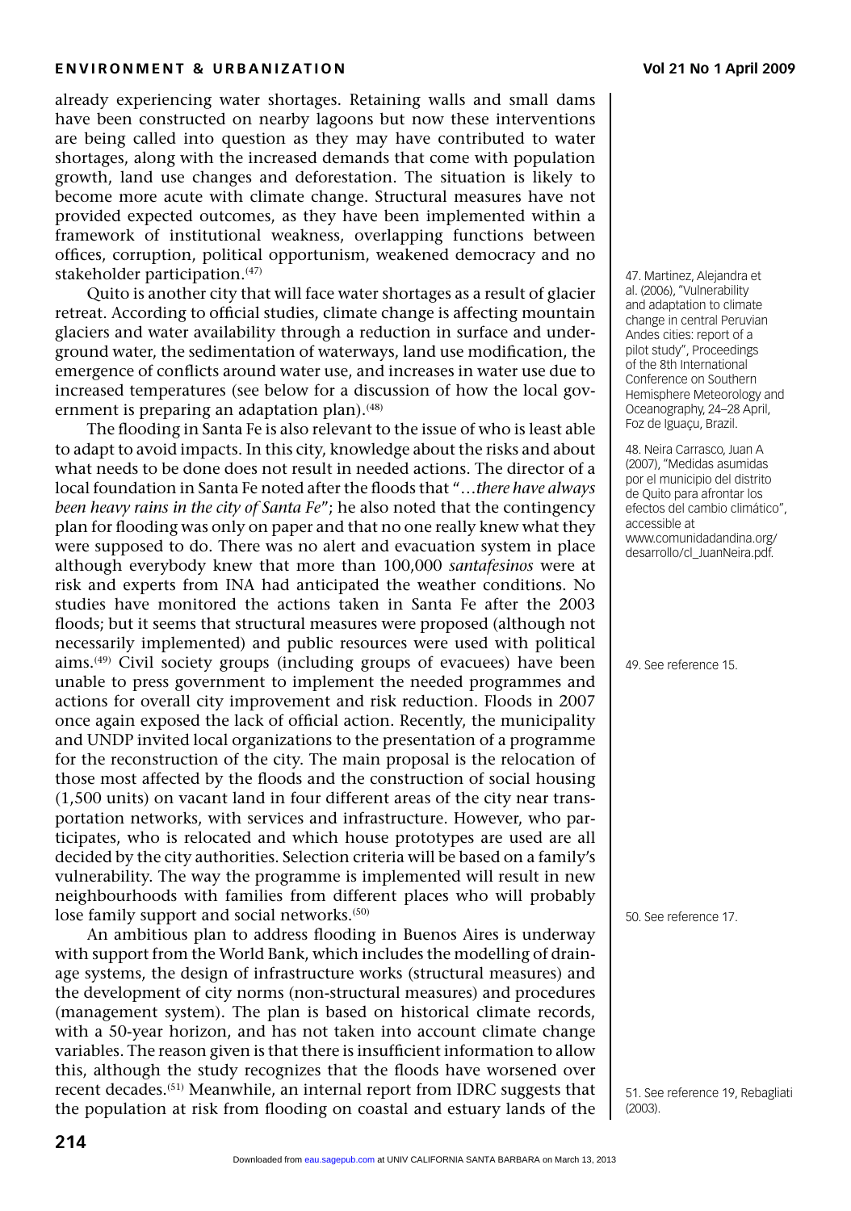already experiencing water shortages. Retaining walls and small dams have been constructed on nearby lagoons but now these interventions are being called into question as they may have contributed to water shortages, along with the increased demands that come with population growth, land use changes and deforestation. The situation is likely to become more acute with climate change. Structural measures have not provided expected outcomes, as they have been implemented within a framework of institutional weakness, overlapping functions between offices, corruption, political opportunism, weakened democracy and no stakeholder participation.[47]

Quito is another city that will face water shortages as a result of glacier retreat. According to official studies, climate change is affecting mountain glaciers and water availability through a reduction in surface and underground water, the sedimentation of waterways, land use modification, the emergence of conflicts around water use, and increases in water use due to increased temperatures (see below for a discussion of how the local government is preparing an adaptation plan).[48]

The flooding in Santa Fe is also relevant to the issue of who is least able to adapt to avoid impacts. In this city, knowledge about the risks and about what needs to be done does not result in needed actions. The director of a local foundation in Santa Fe noted after the floods that "...*there have always been heavy rains in the city of Santa Fe*"; he also noted that the contingency plan for flooding was only on paper and that no one really knew what they were supposed to do. There was no alert and evacuation system in place although everybody knew that more than 100,000 *santafesinos* were at risk and experts from INA had anticipated the weather conditions. No studies have monitored the actions taken in Santa Fe after the 2003 floods; but it seems that structural measures were proposed (although not necessarily implemented) and public resources were used with political aims.[49] Civil society groups (including groups of evacuees) have been unable to press government to implement the needed programmes and actions for overall city improvement and risk reduction. Floods in 2007 once again exposed the lack of official action. Recently, the municipality and UNDP invited local organizations to the presentation of a programme for the reconstruction of the city. The main proposal is the relocation of those most affected by the floods and the construction of social housing (1,500 units) on vacant land in four different areas of the city near transportation networks, with services and infrastructure. However, who participates, who is relocated and which house prototypes are used are all decided by the city authorities. Selection criteria will be based on a family's vulnerability. The way the programme is implemented will result in new neighbourhoods with families from different places who will probably lose family support and social networks.[50]

An ambitious plan to address flooding in Buenos Aires is underway with support from the World Bank, which includes the modelling of drainage systems, the design of infrastructure works (structural measures) and the development of city norms (non-structural measures) and procedures (management system). The plan is based on historical climate records, with a 50-year horizon, and has not taken into account climate change variables. The reason given is that there is insufficient information to allow this, although the study recognizes that the floods have worsened over recent decades.[51] Meanwhile, an internal report from IDRC suggests that the population at risk from flooding on coastal and estuary lands of the

47. Martinez, Alejandra et al. (2006), "Vulnerability and adaptation to climate change in central Peruvian Andes cities: report of a pilot study", Proceedings of the 8th International Conference on Southern Hemisphere Meteorology and Oceanography, 24–28 April, Foz de Iguaçu, Brazil.

48. Neira Carrasco, Juan A (2007), "Medidas asumidas por el municipio del distrito de Quito para afrontar los efectos del cambio climático", accessible at www.comunidadandina.org/desarrollo/cl_JuanNeira.pdf.

49. See reference 15.

50. See reference 17.

51. See reference 19, Rebagliati (2003).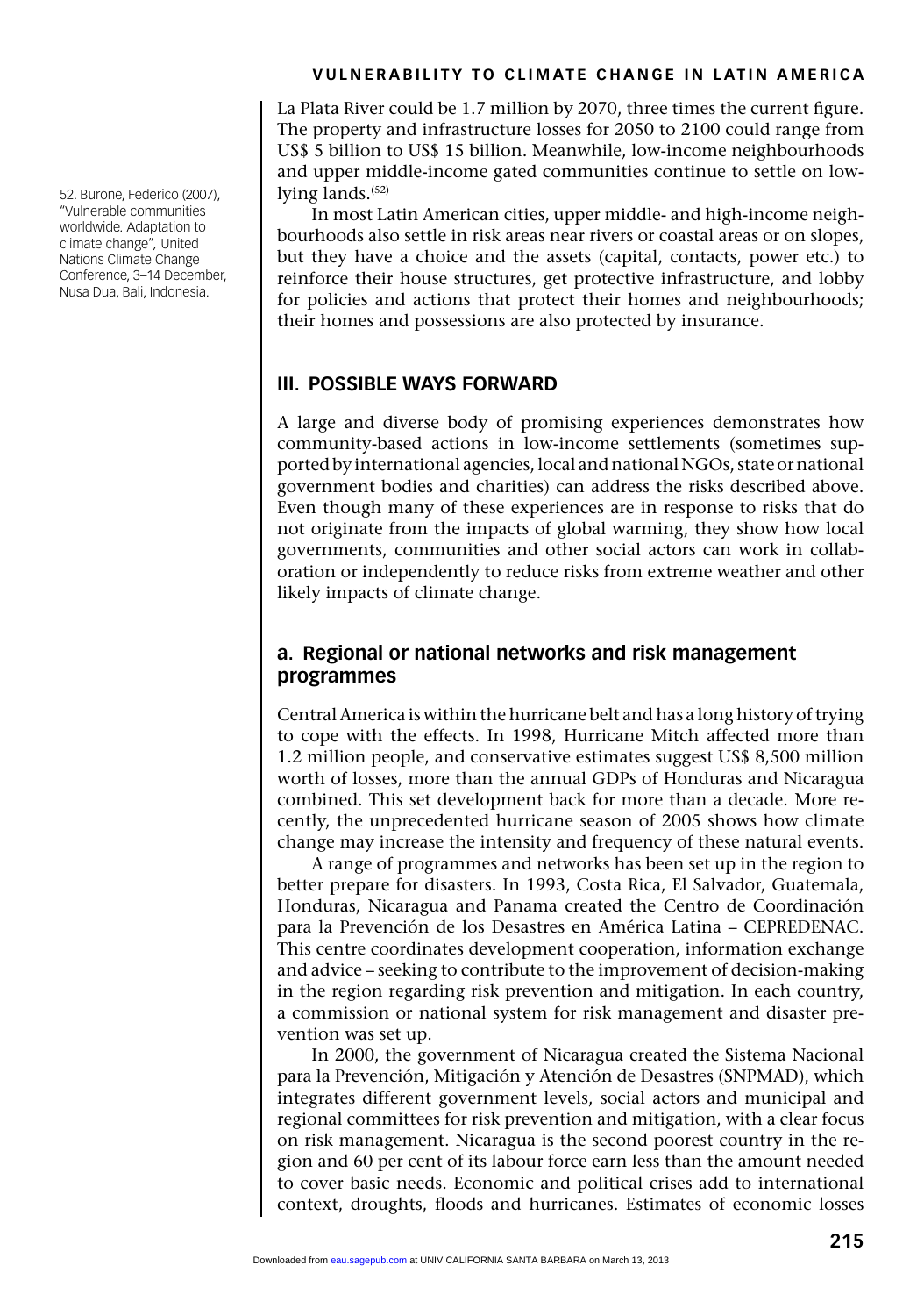La Plata River could be 1.7 million by 2070, three times the current figure. The property and infrastructure losses for 2050 to 2100 could range from US$ 5 billion to US$ 15 billion. Meanwhile, low-income neighbourhoods and upper middle-income gated communities continue to settle on low-lying lands.[52]

52. Burone, Federico (2007), "Vulnerable communities worldwide. Adaptation to climate change", United Nations Climate Change Conference, 3–14 December, Nusa Dua, Bali, Indonesia.

In most Latin American cities, upper middle- and high-income neighbourhoods also settle in risk areas near rivers or coastal areas or on slopes, but they have a choice and the assets (capital, contacts, power etc.) to reinforce their house structures, get protective infrastructure, and lobby for policies and actions that protect their homes and neighbourhoods; their homes and possessions are also protected by insurance.

## III. POSSIBLE WAYS FORWARD

A large and diverse body of promising experiences demonstrates how community-based actions in low-income settlements (sometimes supported by international agencies, local and national NGOs, state or national government bodies and charities) can address the risks described above. Even though many of these experiences are in response to risks that do not originate from the impacts of global warming, they show how local governments, communities and other social actors can work in collaboration or independently to reduce risks from extreme weather and other likely impacts of climate change.

### a. Regional or national networks and risk management programmes

Central America is within the hurricane belt and has a long history of trying to cope with the effects. In 1998, Hurricane Mitch affected more than 1.2 million people, and conservative estimates suggest US$ 8,500 million worth of losses, more than the annual GDPs of Honduras and Nicaragua combined. This set development back for more than a decade. More recently, the unprecedented hurricane season of 2005 shows how climate change may increase the intensity and frequency of these natural events.

A range of programmes and networks has been set up in the region to better prepare for disasters. In 1993, Costa Rica, El Salvador, Guatemala, Honduras, Nicaragua and Panama created the Centro de Coordinación para la Prevención de los Desastres en América Latina – CEPREDENAC. This centre coordinates development cooperation, information exchange and advice – seeking to contribute to the improvement of decision-making in the region regarding risk prevention and mitigation. In each country, a commission or national system for risk management and disaster prevention was set up.

In 2000, the government of Nicaragua created the Sistema Nacional para la Prevención, Mitigación y Atención de Desastres (SNPMAD), which integrates different government levels, social actors and municipal and regional committees for risk prevention and mitigation, with a clear focus on risk management. Nicaragua is the second poorest country in the region and 60 per cent of its labour force earn less than the amount needed to cover basic needs. Economic and political crises add to international context, droughts, floods and hurricanes. Estimates of economic losses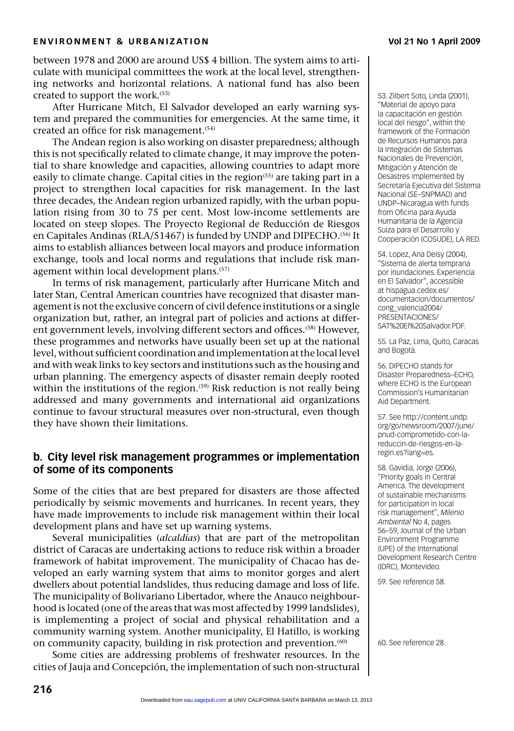between 1978 and 2000 are around US$ 4 billion. The system aims to articulate with municipal committees the work at the local level, strengthening networks and horizontal relations. A national fund has also been created to support the work.[53]

After Hurricane Mitch, El Salvador developed an early warning system and prepared the communities for emergencies. At the same time, it created an office for risk management.[54]

The Andean region is also working on disaster preparedness; although this is not specifically related to climate change, it may improve the potential to share knowledge and capacities, allowing countries to adapt more easily to climate change. Capital cities in the region[55] are taking part in a project to strengthen local capacities for risk management. In the last three decades, the Andean region urbanized rapidly, with the urban population rising from 30 to 75 per cent. Most low-income settlements are located on steep slopes. The Proyecto Regional de Reducción de Riesgos en Capitales Andinas (RLA/51467) is funded by UNDP and DIPECHO.[56] It aims to establish alliances between local mayors and produce information exchange, tools and local norms and regulations that include risk management within local development plans.[57]

In terms of risk management, particularly after Hurricane Mitch and later Stan, Central American countries have recognized that disaster management is not the exclusive concern of civil defence institutions or a single organization but, rather, an integral part of policies and actions at different government levels, involving different sectors and offices.[58] However, these programmes and networks have usually been set up at the national level, without sufficient coordination and implementation at the local level and with weak links to key sectors and institutions such as the housing and urban planning. The emergency aspects of disaster remain deeply rooted within the institutions of the region.[59] Risk reduction is not really being addressed and many governments and international aid organizations continue to favour structural measures over non-structural, even though they have shown their limitations.

## b. City level risk management programmes or implementation of some of its components

Some of the cities that are best prepared for disasters are those affected periodically by seismic movements and hurricanes. In recent years, they have made improvements to include risk management within their local development plans and have set up warning systems.

Several municipalities (*alcaldías*) that are part of the metropolitan district of Caracas are undertaking actions to reduce risk within a broader framework of habitat improvement. The municipality of Chacao has developed an early warning system that aims to monitor gorges and alert dwellers about potential landslides, thus reducing damage and loss of life. The municipality of Bolivariano Libertador, where the Anauco neighbourhood is located (one of the areas that was most affected by 1999 landslides), is implementing a project of social and physical rehabilitation and a community warning system. Another municipality, El Hatillo, is working on community capacity, building in risk protection and prevention.[60]

Some cities are addressing problems of freshwater resources. In the cities of Jauja and Concepción, the implementation of such non-structural

53. Zilbert Soto, Linda (2001), "Material de apoyo para la capacitación en gestión local del riesgo", within the framework of the Formación de Recursos Humanos para la Integración de Sistemas Nacionales de Prevención, Mitigación y Atención de Desastres implemented by Secretaría Ejecutiva del Sistema Nacional (SE–SNPMAD) and UNDP–Nicaragua with funds from Oficina para Ayuda Humanitaria de la Agencia Suiza para el Desarrollo y Cooperación (COSUDE), LA RED.

54. Lopez, Ana Deisy (2004), "Sistema de alerta temprana por inundaciones. Experiencia en El Salvador", accessible at hispagua.cedex.es/documentacion/documentos/cong_valencia2004/PRESENTACIONES/SAT%20El%20Salvador.PDF.

55. La Paz, Lima, Quito, Caracas and Bogotá.

56. DIPECHO stands for Disaster Preparedness–ECHO, where ECHO is the European Commission's Humanitarian Aid Department.

57. See http://content.undp.org/go/newsroom/2007/june/pnud-comprometido-con-la-reduccin-de-riesgos-en-la-regin.es?lang=es.

58. Gavidia, Jorge (2006), "Priority goals in Central America. The development of sustainable mechanisms for participation in local risk management", *Milenio Ambiental* No 4, pages 56–59, Journal of the Urban Environment Programme (UPE) of the International Development Research Centre (IDRC), Montevideo.

59. See reference 58.

60. See reference 28.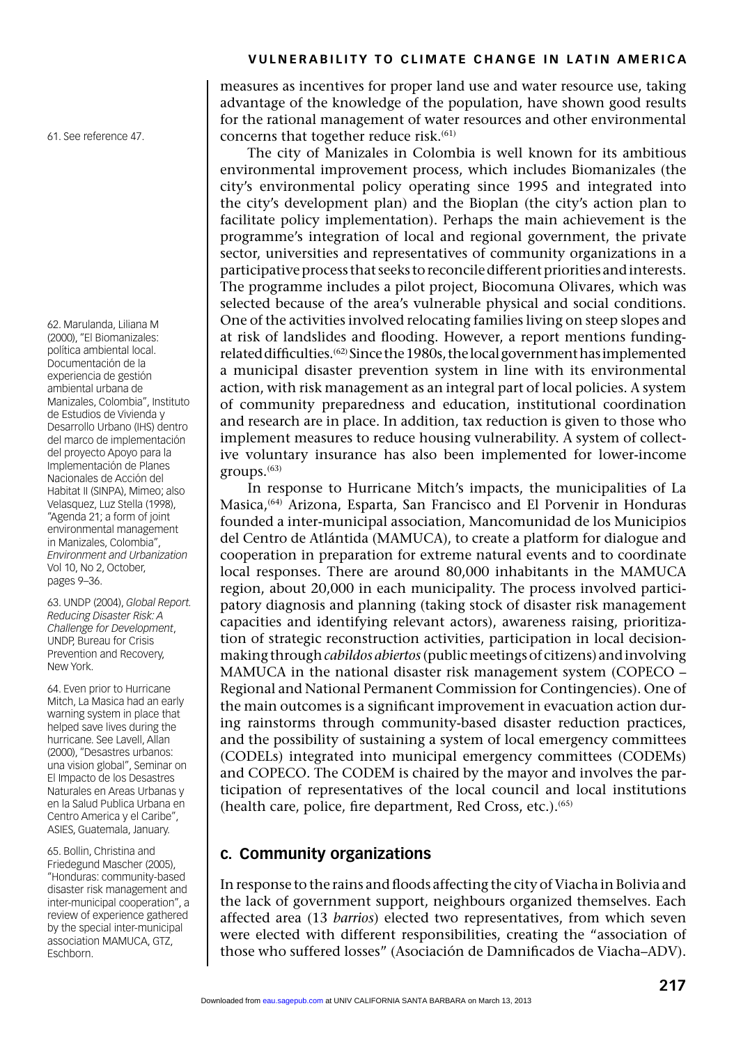measures as incentives for proper land use and water resource use, taking advantage of the knowledge of the population, have shown good results for the rational management of water resources and other environmental concerns that together reduce risk.[61]

The city of Manizales in Colombia is well known for its ambitious environmental improvement process, which includes Biomanizales (the city's environmental policy operating since 1995 and integrated into the city's development plan) and the Bioplan (the city's action plan to facilitate policy implementation). Perhaps the main achievement is the programme's integration of local and regional government, the private sector, universities and representatives of community organizations in a participative process that seeks to reconcile different priorities and interests. The programme includes a pilot project, Biocomuna Olivares, which was selected because of the area's vulnerable physical and social conditions. One of the activities involved relocating families living on steep slopes and at risk of landslides and flooding. However, a report mentions funding-related difficulties.[62] Since the 1980s, the local government has implemented a municipal disaster prevention system in line with its environmental action, with risk management as an integral part of local policies. A system of community preparedness and education, institutional coordination and research are in place. In addition, tax reduction is given to those who implement measures to reduce housing vulnerability. A system of collective voluntary insurance has also been implemented for lower-income groups.[63]

In response to Hurricane Mitch's impacts, the municipalities of La Masica,[64] Arizona, Esparta, San Francisco and El Porvenir in Honduras founded a inter-municipal association, Mancomunidad de los Municipios del Centro de Atlántida (MAMUCA), to create a platform for dialogue and cooperation in preparation for extreme natural events and to coordinate local responses. There are around 80,000 inhabitants in the MAMUCA region, about 20,000 in each municipality. The process involved participatory diagnosis and planning (taking stock of disaster risk management capacities and identifying relevant actors), awareness raising, prioritization of strategic reconstruction activities, participation in local decision-making through *cabildos abiertos* (public meetings of citizens) and involving MAMUCA in the national disaster risk management system (COPECO – Regional and National Permanent Commission for Contingencies). One of the main outcomes is a significant improvement in evacuation action during rainstorms through community-based disaster reduction practices, and the possibility of sustaining a system of local emergency committees (CODELs) integrated into municipal emergency committees (CODEMs) and COPECO. The CODEM is chaired by the mayor and involves the participation of representatives of the local council and local institutions (health care, police, fire department, Red Cross, etc.).[65]

## c. Community organizations

In response to the rains and floods affecting the city of Viacha in Bolivia and the lack of government support, neighbours organized themselves. Each affected area (13 *barrios*) elected two representatives, from which seven were elected with different responsibilities, creating the "association of those who suffered losses" (Asociación de Damnificados de Viacha–ADV).

---

61. See reference 47.

62. Marulanda, Liliana M (2000), "El Biomanizales: política ambiental local. Documentación de la experiencia de gestión ambiental urbana de Manizales, Colombia", Instituto de Estudios de Vivienda y Desarrollo Urbano (IHS) dentro del marco de implementación del proyecto Apoyo para la Implementación de Planes Nacionales de Acción del Habitat II (SINPA), Mimeo; also Velasquez, Luz Stella (1998), "Agenda 21; a form of joint environmental management in Manizales, Colombia", *Environment and Urbanization* Vol 10, No 2, October, pages 9–36.

63. UNDP (2004), *Global Report. Reducing Disaster Risk: A Challenge for Development*, UNDP, Bureau for Crisis Prevention and Recovery, New York.

64. Even prior to Hurricane Mitch, La Masica had an early warning system in place that helped save lives during the hurricane. See Lavell, Allan (2000), "Desastres urbanos: una vision global", Seminar on El Impacto de los Desastres Naturales en Areas Urbanas y en la Salud Publica Urbana en Centro America y el Caribe", ASIES, Guatemala, January.

65. Bollin, Christina and Friedegund Mascher (2005), "Honduras: community-based disaster risk management and inter-municipal cooperation", a review of experience gathered by the special inter-municipal association MAMUCA, GTZ, Eschborn.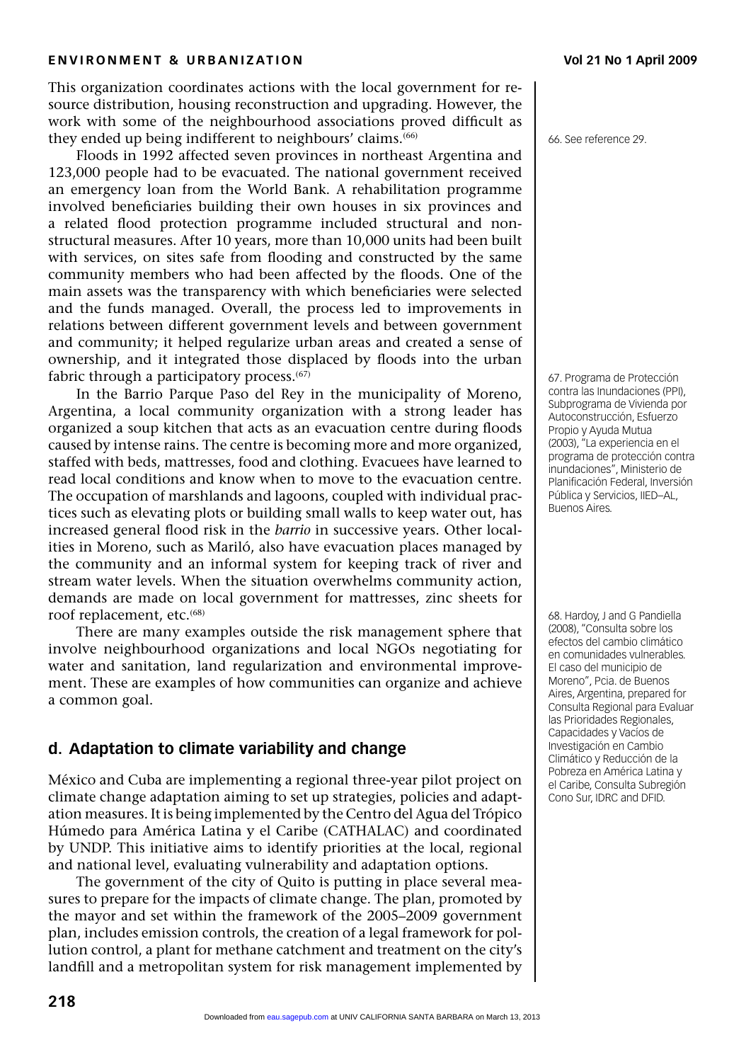This organization coordinates actions with the local government for resource distribution, housing reconstruction and upgrading. However, the work with some of the neighbourhood associations proved difficult as they ended up being indifferent to neighbours' claims.[66]

Floods in 1992 affected seven provinces in northeast Argentina and 123,000 people had to be evacuated. The national government received an emergency loan from the World Bank. A rehabilitation programme involved beneficiaries building their own houses in six provinces and a related flood protection programme included structural and non-structural measures. After 10 years, more than 10,000 units had been built with services, on sites safe from flooding and constructed by the same community members who had been affected by the floods. One of the main assets was the transparency with which beneficiaries were selected and the funds managed. Overall, the process led to improvements in relations between different government levels and between government and community; it helped regularize urban areas and created a sense of ownership, and it integrated those displaced by floods into the urban fabric through a participatory process.[67]

In the Barrio Parque Paso del Rey in the municipality of Moreno, Argentina, a local community organization with a strong leader has organized a soup kitchen that acts as an evacuation centre during floods caused by intense rains. The centre is becoming more and more organized, staffed with beds, mattresses, food and clothing. Evacuees have learned to read local conditions and know when to move to the evacuation centre. The occupation of marshlands and lagoons, coupled with individual practices such as elevating plots or building small walls to keep water out, has increased general flood risk in the *barrio* in successive years. Other localities in Moreno, such as Mariló, also have evacuation places managed by the community and an informal system for keeping track of river and stream water levels. When the situation overwhelms community action, demands are made on local government for mattresses, zinc sheets for roof replacement, etc.[68]

There are many examples outside the risk management sphere that involve neighbourhood organizations and local NGOs negotiating for water and sanitation, land regularization and environmental improvement. These are examples of how communities can organize and achieve a common goal.

66. See reference 29.

67. Programa de Protección contra las Inundaciones (PPI), Subprograma de Vivienda por Autoconstrucción, Esfuerzo Propio y Ayuda Mutua (2003), "La experiencia en el programa de protección contra inundaciones", Ministerio de Planificación Federal, Inversión Pública y Servicios, IIED–AL, Buenos Aires.

68. Hardoy, J and G Pandiella (2008), "Consulta sobre los efectos del cambio climático en comunidades vulnerables. El caso del municipio de Moreno", Pcia. de Buenos Aires, Argentina, prepared for Consulta Regional para Evaluar las Prioridades Regionales, Capacidades y Vacíos de Investigación en Cambio Climático y Reducción de la Pobreza en América Latina y el Caribe, Consulta Subregión Cono Sur, IDRC and DFID.

## d. Adaptation to climate variability and change

México and Cuba are implementing a regional three-year pilot project on climate change adaptation aiming to set up strategies, policies and adaptation measures. It is being implemented by the Centro del Agua del Trópico Húmedo para América Latina y el Caribe (CATHALAC) and coordinated by UNDP. This initiative aims to identify priorities at the local, regional and national level, evaluating vulnerability and adaptation options.

The government of the city of Quito is putting in place several measures to prepare for the impacts of climate change. The plan, promoted by the mayor and set within the framework of the 2005–2009 government plan, includes emission controls, the creation of a legal framework for pollution control, a plant for methane catchment and treatment on the city's landfill and a metropolitan system for risk management implemented by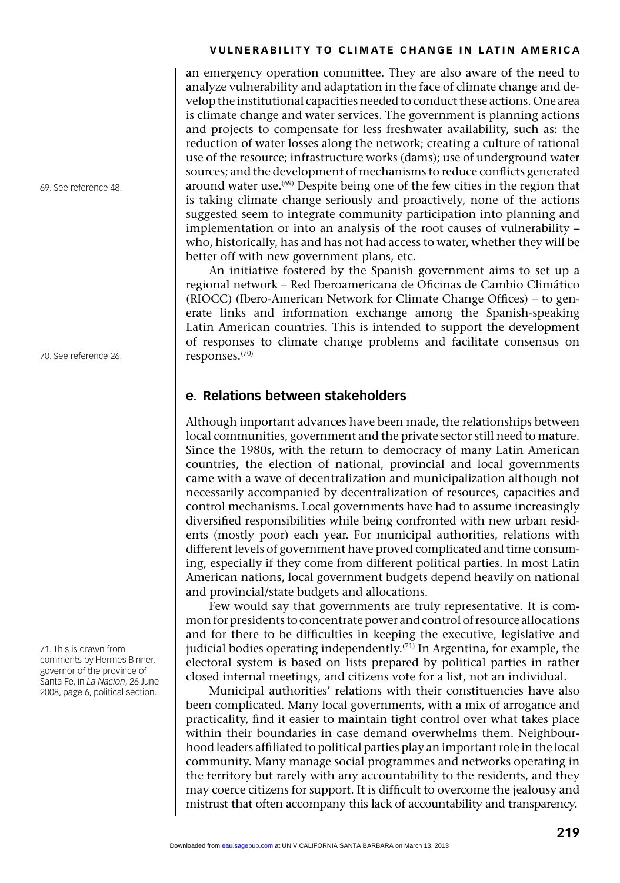an emergency operation committee. They are also aware of the need to analyze vulnerability and adaptation in the face of climate change and develop the institutional capacities needed to conduct these actions. One area is climate change and water services. The government is planning actions and projects to compensate for less freshwater availability, such as: the reduction of water losses along the network; creating a culture of rational use of the resource; infrastructure works (dams); use of underground water sources; and the development of mechanisms to reduce conflicts generated around water use.[69] Despite being one of the few cities in the region that is taking climate change seriously and proactively, none of the actions suggested seem to integrate community participation into planning and implementation or into an analysis of the root causes of vulnerability – who, historically, has and has not had access to water, whether they will be better off with new government plans, etc.

An initiative fostered by the Spanish government aims to set up a regional network – Red Iberoamericana de Oficinas de Cambio Climático (RIOCC) (Ibero-American Network for Climate Change Offices) – to generate links and information exchange among the Spanish-speaking Latin American countries. This is intended to support the development of responses to climate change problems and facilitate consensus on responses.[70]

69. See reference 48.

70. See reference 26.

## e. Relations between stakeholders

Although important advances have been made, the relationships between local communities, government and the private sector still need to mature. Since the 1980s, with the return to democracy of many Latin American countries, the election of national, provincial and local governments came with a wave of decentralization and municipalization although not necessarily accompanied by decentralization of resources, capacities and control mechanisms. Local governments have had to assume increasingly diversified responsibilities while being confronted with new urban residents (mostly poor) each year. For municipal authorities, relations with different levels of government have proved complicated and time consuming, especially if they come from different political parties. In most Latin American nations, local government budgets depend heavily on national and provincial/state budgets and allocations.

Few would say that governments are truly representative. It is common for presidents to concentrate power and control of resource allocations and for there to be difficulties in keeping the executive, legislative and judicial bodies operating independently.[71] In Argentina, for example, the electoral system is based on lists prepared by political parties in rather closed internal meetings, and citizens vote for a list, not an individual.

71. This is drawn from comments by Hermes Binner, governor of the province of Santa Fe, in *La Nacion*, 26 June 2008, page 6, political section.

Municipal authorities' relations with their constituencies have also been complicated. Many local governments, with a mix of arrogance and practicality, find it easier to maintain tight control over what takes place within their boundaries in case demand overwhelms them. Neighbourhood leaders affiliated to political parties play an important role in the local community. Many manage social programmes and networks operating in the territory but rarely with any accountability to the residents, and they may coerce citizens for support. It is difficult to overcome the jealousy and mistrust that often accompany this lack of accountability and transparency.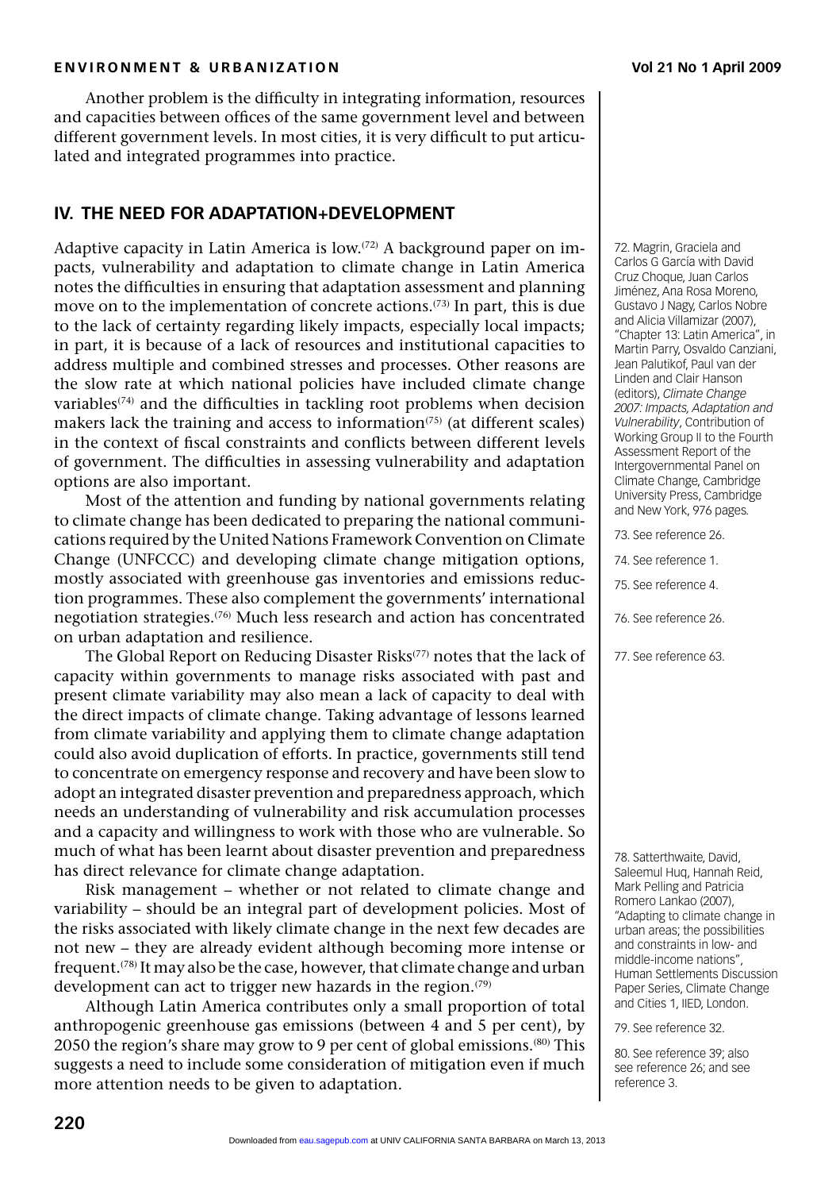Another problem is the difficulty in integrating information, resources and capacities between offices of the same government level and between different government levels. In most cities, it is very difficult to put articulated and integrated programmes into practice.

## IV. THE NEED FOR ADAPTATION+DEVELOPMENT

Adaptive capacity in Latin America is low.[72] A background paper on impacts, vulnerability and adaptation to climate change in Latin America notes the difficulties in ensuring that adaptation assessment and planning move on to the implementation of concrete actions.[73] In part, this is due to the lack of certainty regarding likely impacts, especially local impacts; in part, it is because of a lack of resources and institutional capacities to address multiple and combined stresses and processes. Other reasons are the slow rate at which national policies have included climate change variables[74] and the difficulties in tackling root problems when decision makers lack the training and access to information[75] (at different scales) in the context of fiscal constraints and conflicts between different levels of government. The difficulties in assessing vulnerability and adaptation options are also important.

Most of the attention and funding by national governments relating to climate change has been dedicated to preparing the national communications required by the United Nations Framework Convention on Climate Change (UNFCCC) and developing climate change mitigation options, mostly associated with greenhouse gas inventories and emissions reduction programmes. These also complement the governments' international negotiation strategies.[76] Much less research and action has concentrated on urban adaptation and resilience.

The Global Report on Reducing Disaster Risks[77] notes that the lack of capacity within governments to manage risks associated with past and present climate variability may also mean a lack of capacity to deal with the direct impacts of climate change. Taking advantage of lessons learned from climate variability and applying them to climate change adaptation could also avoid duplication of efforts. In practice, governments still tend to concentrate on emergency response and recovery and have been slow to adopt an integrated disaster prevention and preparedness approach, which needs an understanding of vulnerability and risk accumulation processes and a capacity and willingness to work with those who are vulnerable. So much of what has been learnt about disaster prevention and preparedness has direct relevance for climate change adaptation.

Risk management – whether or not related to climate change and variability – should be an integral part of development policies. Most of the risks associated with likely climate change in the next few decades are not new – they are already evident although becoming more intense or frequent.[78] It may also be the case, however, that climate change and urban development can act to trigger new hazards in the region.[79]

Although Latin America contributes only a small proportion of total anthropogenic greenhouse gas emissions (between 4 and 5 per cent), by 2050 the region's share may grow to 9 per cent of global emissions.[80] This suggests a need to include some consideration of mitigation even if much more attention needs to be given to adaptation.

72. Magrin, Graciela and Carlos G García with David Cruz Choque, Juan Carlos Jiménez, Ana Rosa Moreno, Gustavo J Nagy, Carlos Nobre and Alicia Villamizar (2007), "Chapter 13: Latin America", in Martin Parry, Osvaldo Canziani, Jean Palutikof, Paul van der Linden and Clair Hanson (editors), *Climate Change 2007: Impacts, Adaptation and Vulnerability*, Contribution of Working Group II to the Fourth Assessment Report of the Intergovernmental Panel on Climate Change, Cambridge University Press, Cambridge and New York, 976 pages.

73. See reference 26.

74. See reference 1.

75. See reference 4.

76. See reference 26.

77. See reference 63.

78. Satterthwaite, David, Saleemul Huq, Hannah Reid, Mark Pelling and Patricia Romero Lankao (2007), "Adapting to climate change in urban areas; the possibilities and constraints in low- and middle-income nations", Human Settlements Discussion Paper Series, Climate Change and Cities 1, IIED, London.

79. See reference 32.

80. See reference 39; also see reference 26; and see reference 3.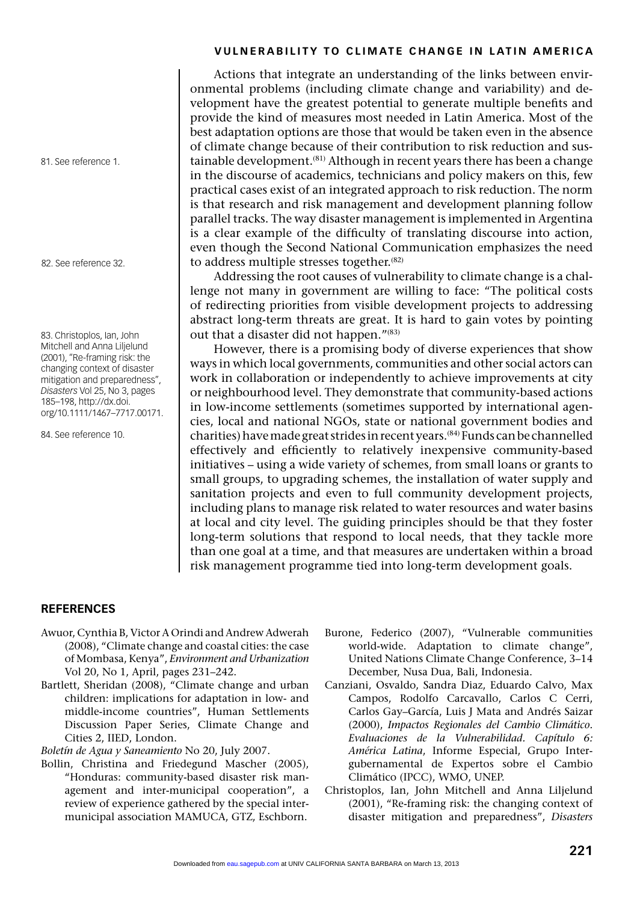Actions that integrate an understanding of the links between environmental problems (including climate change and variability) and development have the greatest potential to generate multiple benefits and provide the kind of measures most needed in Latin America. Most of the best adaptation options are those that would be taken even in the absence of climate change because of their contribution to risk reduction and sustainable development.[81] Although in recent years there has been a change in the discourse of academics, technicians and policy makers on this, few practical cases exist of an integrated approach to risk reduction. The norm is that research and risk management and development planning follow parallel tracks. The way disaster management is implemented in Argentina is a clear example of the difficulty of translating discourse into action, even though the Second National Communication emphasizes the need to address multiple stresses together.[82]

Addressing the root causes of vulnerability to climate change is a challenge not many in government are willing to face: "The political costs of redirecting priorities from visible development projects to addressing abstract long-term threats are great. It is hard to gain votes by pointing out that a disaster did not happen."[83]

However, there is a promising body of diverse experiences that show ways in which local governments, communities and other social actors can work in collaboration or independently to achieve improvements at city or neighbourhood level. They demonstrate that community-based actions in low-income settlements (sometimes supported by international agencies, local and national NGOs, state or national government bodies and charities) have made great strides in recent years.[84] Funds can be channelled effectively and efficiently to relatively inexpensive community-based initiatives – using a wide variety of schemes, from small loans or grants to small groups, to upgrading schemes, the installation of water supply and sanitation projects and even to full community development projects, including plans to manage risk related to water resources and water basins at local and city level. The guiding principles should be that they foster long-term solutions that respond to local needs, that they tackle more than one goal at a time, and that measures are undertaken within a broad risk management programme tied into long-term development goals.

81. See reference 1.

82. See reference 32.

83. Christoplos, Ian, John Mitchell and Anna Liljelund (2001), "Re-framing risk: the changing context of disaster mitigation and preparedness", *Disasters* Vol 25, No 3, pages 185–198, http://dx.doi.org/10.1111/1467–7717.00171.

84. See reference 10.

## REFERENCES

Awuor, Cynthia B, Victor A Orindi and Andrew Adwerah (2008), "Climate change and coastal cities: the case of Mombasa, Kenya", *Environment and Urbanization* Vol 20, No 1, April, pages 231–242.

Bartlett, Sheridan (2008), "Climate change and urban children: implications for adaptation in low- and middle-income countries", Human Settlements Discussion Paper Series, Climate Change and Cities 2, IIED, London.

*Boletín de Agua y Saneamiento* No 20, July 2007.

Bollin, Christina and Friedegund Mascher (2005), "Honduras: community-based disaster risk management and inter-municipal cooperation", a review of experience gathered by the special inter-municipal association MAMUCA, GTZ, Eschborn.

Burone, Federico (2007), "Vulnerable communities world-wide. Adaptation to climate change", United Nations Climate Change Conference, 3–14 December, Nusa Dua, Bali, Indonesia.

Canziani, Osvaldo, Sandra Diaz, Eduardo Calvo, Max Campos, Rodolfo Carcavallo, Carlos C Cerri, Carlos Gay–García, Luis J Mata and Andrés Saizar (2000), *Impactos Regionales del Cambio Climático. Evaluaciones de la Vulnerabilidad. Capítulo 6: América Latina*, Informe Especial, Grupo Intergubernamental de Expertos sobre el Cambio Climático (IPCC), WMO, UNEP.

Christoplos, Ian, John Mitchell and Anna Liljelund (2001), "Re-framing risk: the changing context of disaster mitigation and preparedness", *Disasters*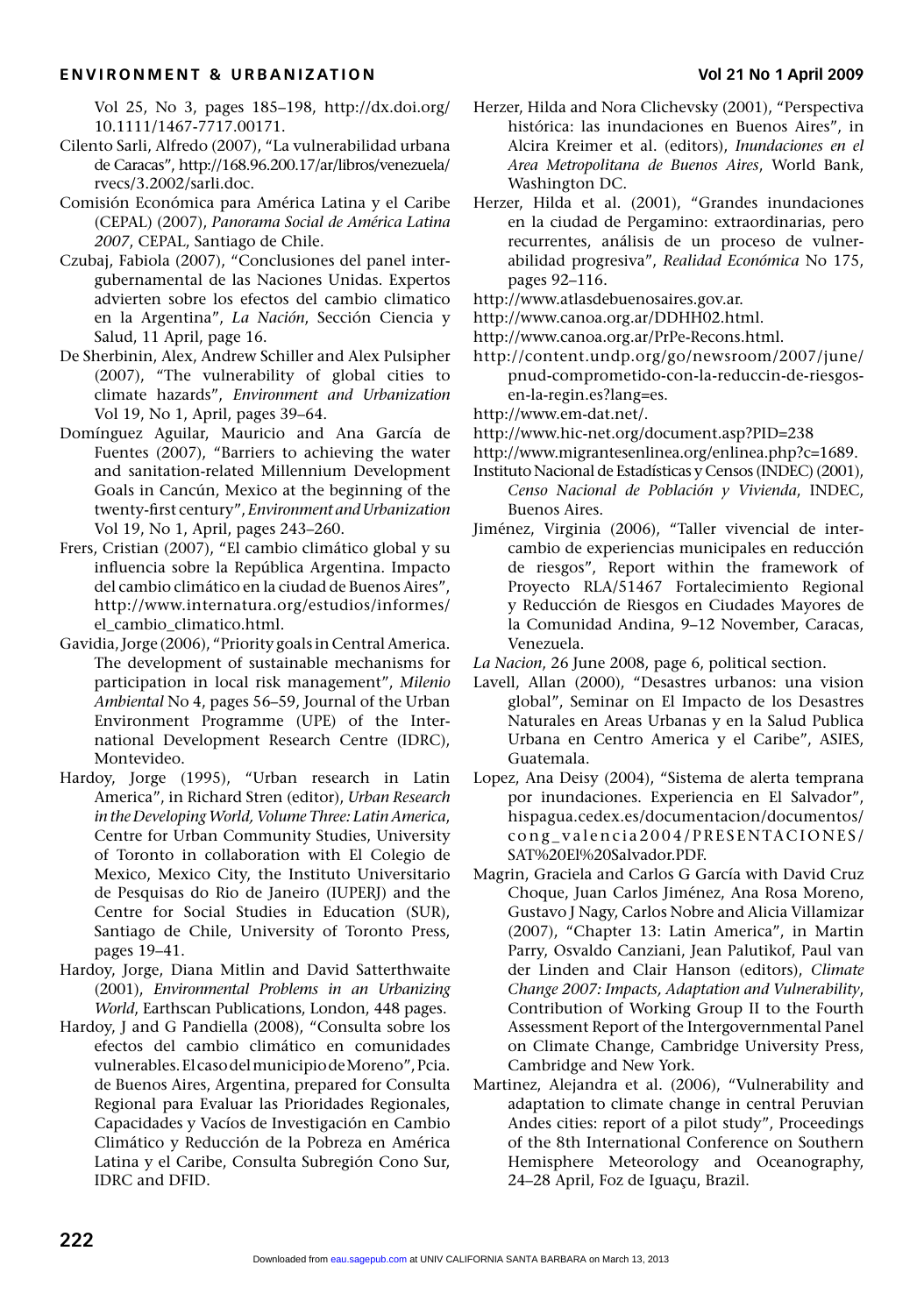Vol 25, No 3, pages 185–198, http://dx.doi.org/10.1111/1467-7717.00171.

Cilento Sarli, Alfredo (2007), "La vulnerabilidad urbana de Caracas", http://168.96.200.17/ar/libros/venezuela/rvecs/3.2002/sarli.doc.

Comisión Económica para América Latina y el Caribe (CEPAL) (2007), *Panorama Social de América Latina 2007*, CEPAL, Santiago de Chile.

Czubaj, Fabiola (2007), "Conclusiones del panel intergubernamental de las Naciones Unidas. Expertos advierten sobre los efectos del cambio climatico en la Argentina", *La Nación*, Sección Ciencia y Salud, 11 April, page 16.

De Sherbinin, Alex, Andrew Schiller and Alex Pulsipher (2007), "The vulnerability of global cities to climate hazards", *Environment and Urbanization* Vol 19, No 1, April, pages 39–64.

Domínguez Aguilar, Mauricio and Ana García de Fuentes (2007), "Barriers to achieving the water and sanitation-related Millennium Development Goals in Cancún, Mexico at the beginning of the twenty-first century", *Environment and Urbanization* Vol 19, No 1, April, pages 243–260.

Frers, Cristian (2007), "El cambio climático global y su influencia sobre la República Argentina. Impacto del cambio climático en la ciudad de Buenos Aires", http://www.internatura.org/estudios/informes/el_cambio_climatico.html.

Gavidia, Jorge (2006), "Priority goals in Central America. The development of sustainable mechanisms for participation in local risk management", *Milenio Ambiental* No 4, pages 56–59, Journal of the Urban Environment Programme (UPE) of the International Development Research Centre (IDRC), Montevideo.

Hardoy, Jorge (1995), "Urban research in Latin America", in Richard Stren (editor), *Urban Research in the Developing World, Volume Three: Latin America*, Centre for Urban Community Studies, University of Toronto in collaboration with El Colegio de Mexico, Mexico City, the Instituto Universitario de Pesquisas do Rio de Janeiro (IUPERJ) and the Centre for Social Studies in Education (SUR), Santiago de Chile, University of Toronto Press, pages 19–41.

Hardoy, Jorge, Diana Mitlin and David Satterthwaite (2001), *Environmental Problems in an Urbanizing World*, Earthscan Publications, London, 448 pages.

Hardoy, J and G Pandiella (2008), "Consulta sobre los efectos del cambio climático en comunidades vulnerables. El caso del municipio de Moreno", Pcia. de Buenos Aires, Argentina, prepared for Consulta Regional para Evaluar las Prioridades Regionales, Capacidades y Vacíos de Investigación en Cambio Climático y Reducción de la Pobreza en América Latina y el Caribe, Consulta Subregión Cono Sur, IDRC and DFID.

Herzer, Hilda and Nora Clichevsky (2001), "Perspectiva histórica: las inundaciones en Buenos Aires", in Alcira Kreimer et al. (editors), *Inundaciones en el Area Metropolitana de Buenos Aires*, World Bank, Washington DC.

Herzer, Hilda et al. (2001), "Grandes inundaciones en la ciudad de Pergamino: extraordinarias, pero recurrentes, análisis de un proceso de vulnerabilidad progresiva", *Realidad Económica* No 175, pages 92–116.

http://www.atlasdebuenosaires.gov.ar.

http://www.canoa.org.ar/DDHH02.html.

http://www.canoa.org.ar/PrPe-Recons.html.

http://content.undp.org/go/newsroom/2007/june/pnud-comprometido-con-la-reduccin-de-riesgos-en-la-regin.es?lang=es.

http://www.em-dat.net/.

http://www.hic-net.org/document.asp?PID=238

http://www.migrantesenlinea.org/enlinea.php?c=1689.

Instituto Nacional de Estadísticas y Censos (INDEC) (2001), *Censo Nacional de Población y Vivienda*, INDEC, Buenos Aires.

Jiménez, Virginia (2006), "Taller vivencial de intercambio de experiencias municipales en reducción de riesgos", Report within the framework of Proyecto RLA/51467 Fortalecimiento Regional y Reducción de Riesgos en Ciudades Mayores de la Comunidad Andina, 9–12 November, Caracas, Venezuela.

*La Nacion*, 26 June 2008, page 6, political section.

Lavell, Allan (2000), "Desastres urbanos: una vision global", Seminar on El Impacto de los Desastres Naturales en Areas Urbanas y en la Salud Publica Urbana en Centro America y el Caribe", ASIES, Guatemala.

Lopez, Ana Deisy (2004), "Sistema de alerta temprana por inundaciones. Experiencia en El Salvador", hispagua.cedex.es/documentacion/documentos/cong_valencia2004/PRESENTACIONES/SAT%20El%20Salvador.PDF.

Magrin, Graciela and Carlos G García with David Cruz Choque, Juan Carlos Jiménez, Ana Rosa Moreno, Gustavo J Nagy, Carlos Nobre and Alicia Villamizar (2007), "Chapter 13: Latin America", in Martin Parry, Osvaldo Canziani, Jean Palutikof, Paul van der Linden and Clair Hanson (editors), *Climate Change 2007: Impacts, Adaptation and Vulnerability*, Contribution of Working Group II to the Fourth Assessment Report of the Intergovernmental Panel on Climate Change, Cambridge University Press, Cambridge and New York.

Martinez, Alejandra et al. (2006), "Vulnerability and adaptation to climate change in central Peruvian Andes cities: report of a pilot study", Proceedings of the 8th International Conference on Southern Hemisphere Meteorology and Oceanography, 24–28 April, Foz de Iguaçu, Brazil.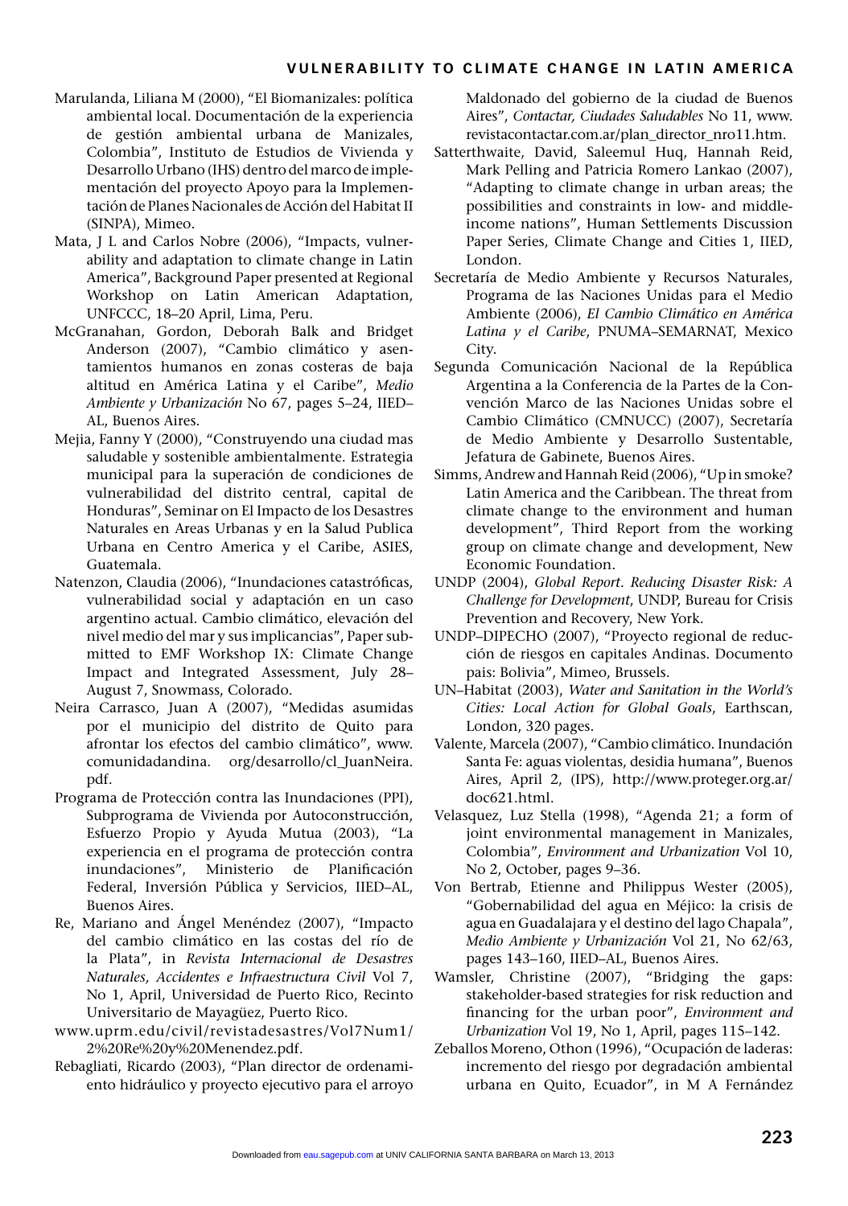Marulanda, Liliana M (2000), "El Biomanizales: política ambiental local. Documentación de la experiencia de gestión ambiental urbana de Manizales, Colombia", Instituto de Estudios de Vivienda y Desarrollo Urbano (IHS) dentro del marco de implementación del proyecto Apoyo para la Implementación de Planes Nacionales de Acción del Habitat II (SINPA), Mimeo.

Mata, J L and Carlos Nobre (2006), "Impacts, vulnerability and adaptation to climate change in Latin America", Background Paper presented at Regional Workshop on Latin American Adaptation, UNFCCC, 18–20 April, Lima, Peru.

McGranahan, Gordon, Deborah Balk and Bridget Anderson (2007), "Cambio climático y asentamientos humanos en zonas costeras de baja altitud en América Latina y el Caribe", *Medio Ambiente y Urbanización* No 67, pages 5–24, IIED–AL, Buenos Aires.

Mejia, Fanny Y (2000), "Construyendo una ciudad mas saludable y sostenible ambientalmente. Estrategia municipal para la superación de condiciones de vulnerabilidad del distrito central, capital de Honduras", Seminar on El Impacto de los Desastres Naturales en Areas Urbanas y en la Salud Publica Urbana en Centro America y el Caribe, ASIES, Guatemala.

Natenzon, Claudia (2006), "Inundaciones catastróficas, vulnerabilidad social y adaptación en un caso argentino actual. Cambio climático, elevación del nivel medio del mar y sus implicancias", Paper submitted to EMF Workshop IX: Climate Change Impact and Integrated Assessment, July 28–August 7, Snowmass, Colorado.

Neira Carrasco, Juan A (2007), "Medidas asumidas por el municipio del distrito de Quito para afrontar los efectos del cambio climático", www.comunidadandina. org/desarrollo/cl_JuanNeira.pdf.

Programa de Protección contra las Inundaciones (PPI), Subprograma de Vivienda por Autoconstrucción, Esfuerzo Propio y Ayuda Mutua (2003), "La experiencia en el programa de protección contra inundaciones", Ministerio de Planificación Federal, Inversión Pública y Servicios, IIED–AL, Buenos Aires.

Re, Mariano and Ángel Menéndez (2007), "Impacto del cambio climático en las costas del río de la Plata", in *Revista Internacional de Desastres Naturales, Accidentes e Infraestructura Civil* Vol 7, No 1, April, Universidad de Puerto Rico, Recinto Universitario de Mayagüez, Puerto Rico.

www.uprm.edu/civil/revistadesastres/Vol7Num1/2%20Re%20y%20Menendez.pdf.

Rebagliati, Ricardo (2003), "Plan director de ordenamiento hidráulico y proyecto ejecutivo para el arroyo Maldonado del gobierno de la ciudad de Buenos Aires", *Contactar, Ciudades Saludables* No 11, www.revistacontactar.com.ar/plan_director_nro11.htm.

Satterthwaite, David, Saleemul Huq, Hannah Reid, Mark Pelling and Patricia Romero Lankao (2007), "Adapting to climate change in urban areas; the possibilities and constraints in low- and middle-income nations", Human Settlements Discussion Paper Series, Climate Change and Cities 1, IIED, London.

Secretaría de Medio Ambiente y Recursos Naturales, Programa de las Naciones Unidas para el Medio Ambiente (2006), *El Cambio Climático en América Latina y el Caribe*, PNUMA–SEMARNAT, Mexico City.

Segunda Comunicación Nacional de la República Argentina a la Conferencia de la Partes de la Convención Marco de las Naciones Unidas sobre el Cambio Climático (CMNUCC) (2007), Secretaría de Medio Ambiente y Desarrollo Sustentable, Jefatura de Gabinete, Buenos Aires.

Simms, Andrew and Hannah Reid (2006), "Up in smoke? Latin America and the Caribbean. The threat from climate change to the environment and human development", Third Report from the working group on climate change and development, New Economic Foundation.

UNDP (2004), *Global Report. Reducing Disaster Risk: A Challenge for Development*, UNDP, Bureau for Crisis Prevention and Recovery, New York.

UNDP–DIPECHO (2007), "Proyecto regional de reducción de riesgos en capitales Andinas. Documento pais: Bolivia", Mimeo, Brussels.

UN–Habitat (2003), *Water and Sanitation in the World's Cities: Local Action for Global Goals*, Earthscan, London, 320 pages.

Valente, Marcela (2007), "Cambio climático. Inundación Santa Fe: aguas violentas, desidia humana", Buenos Aires, April 2, (IPS), http://www.proteger.org.ar/doc621.html.

Velasquez, Luz Stella (1998), "Agenda 21; a form of joint environmental management in Manizales, Colombia", *Environment and Urbanization* Vol 10, No 2, October, pages 9–36.

Von Bertrab, Etienne and Philippus Wester (2005), "Gobernabilidad del agua en Méjico: la crisis de agua en Guadalajara y el destino del lago Chapala", *Medio Ambiente y Urbanización* Vol 21, No 62/63, pages 143–160, IIED–AL, Buenos Aires.

Wamsler, Christine (2007), "Bridging the gaps: stakeholder-based strategies for risk reduction and financing for the urban poor", *Environment and Urbanization* Vol 19, No 1, April, pages 115–142.

Zeballos Moreno, Othon (1996), "Ocupación de laderas: incremento del riesgo por degradación ambiental urbana en Quito, Ecuador", in M A Fernández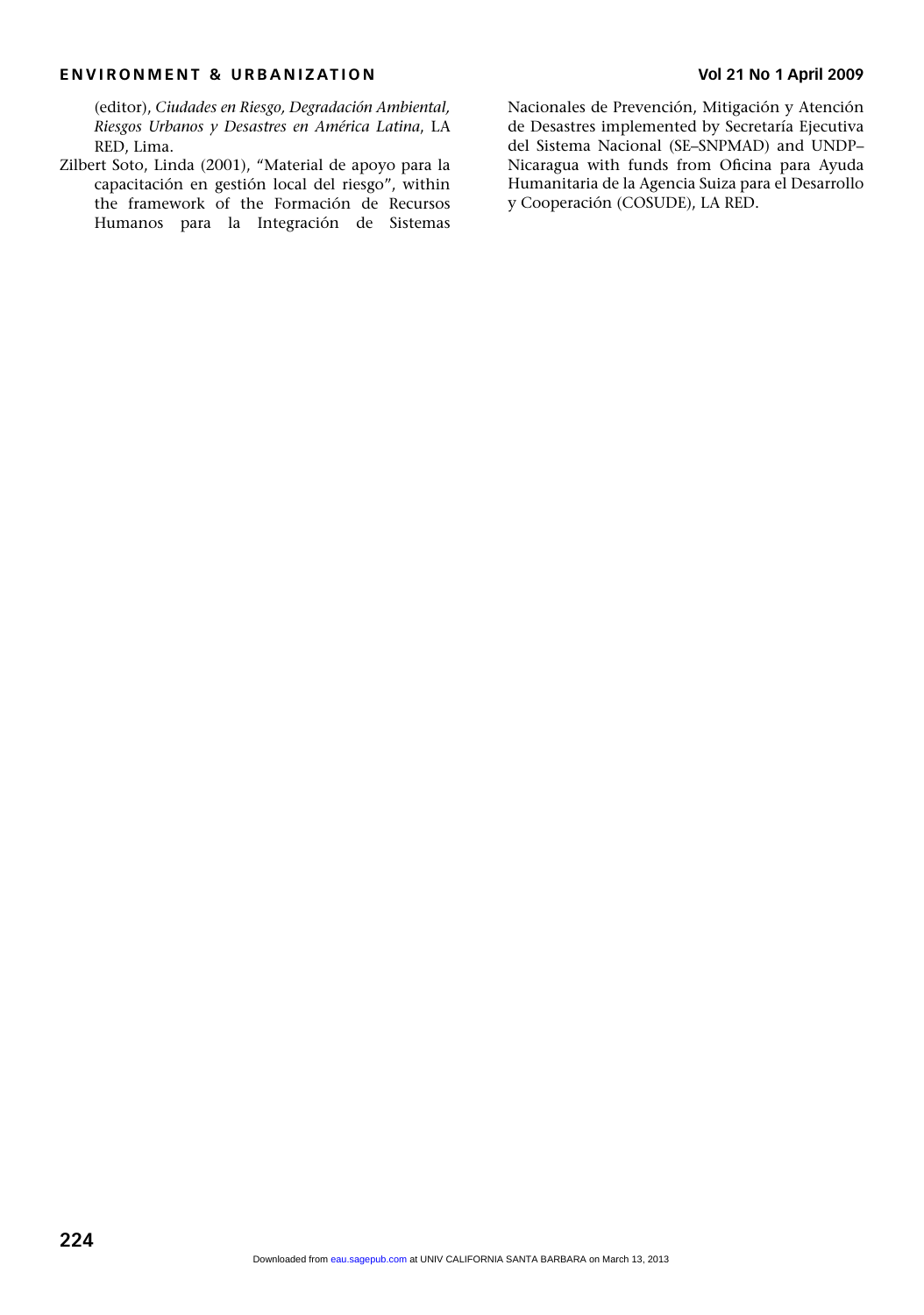(editor), *Ciudades en Riesgo, Degradación Ambiental, Riesgos Urbanos y Desastres en América Latina*, LA RED, Lima.

Zilbert Soto, Linda (2001), "Material de apoyo para la capacitación en gestión local del riesgo", within the framework of the Formación de Recursos Humanos para la Integración de Sistemas Nacionales de Prevención, Mitigación y Atención de Desastres implemented by Secretaría Ejecutiva del Sistema Nacional (SE–SNPMAD) and UNDP–Nicaragua with funds from Oficina para Ayuda Humanitaria de la Agencia Suiza para el Desarrollo y Cooperación (COSUDE), LA RED.